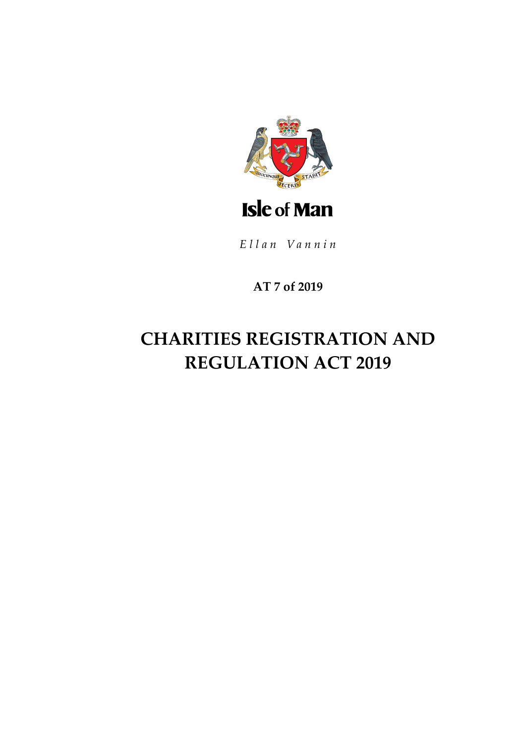Isle of Man

*Ellan Vannin*

**AT 7 of 2019**

# CHARITIES REGISTRATION AND REGULATION ACT 2019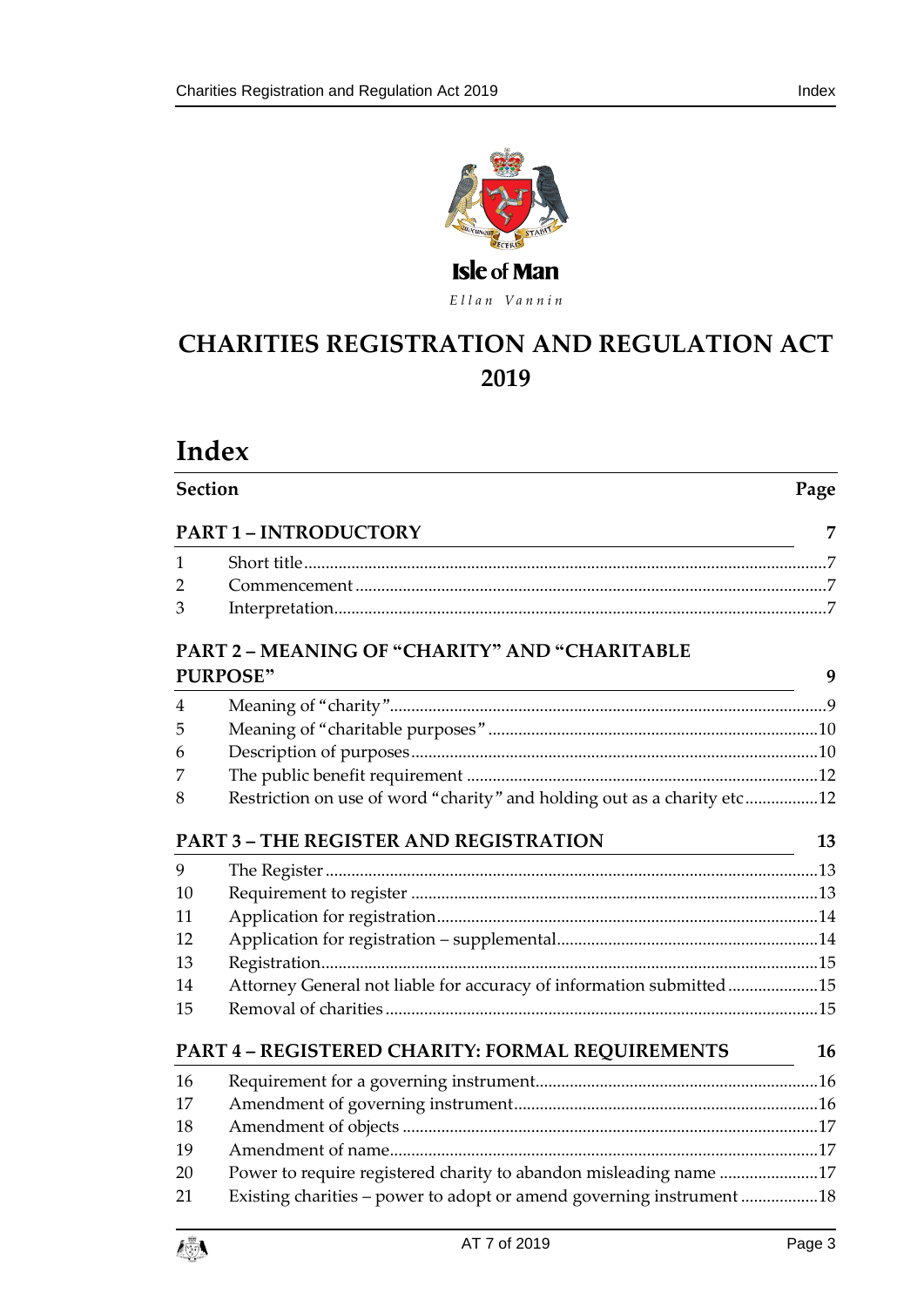Isle of Man

*Ellan Vannin*

# CHARITIES REGISTRATION AND REGULATION ACT 2019

## Index

| Section | | Page |
|---|---|---|
| **PART 1 – INTRODUCTORY** | | **7** |
| 1 | Short title | 7 |
| 2 | Commencement | 7 |
| 3 | Interpretation | 7 |
| **PART 2 – MEANING OF "CHARITY" AND "CHARITABLE PURPOSE"** | | **9** |
| 4 | Meaning of "charity" | 9 |
| 5 | Meaning of "charitable purposes" | 10 |
| 6 | Description of purposes | 10 |
| 7 | The public benefit requirement | 12 |
| 8 | Restriction on use of word "charity" and holding out as a charity etc | 12 |
| **PART 3 – THE REGISTER AND REGISTRATION** | | **13** |
| 9 | The Register | 13 |
| 10 | Requirement to register | 13 |
| 11 | Application for registration | 14 |
| 12 | Application for registration – supplemental | 14 |
| 13 | Registration | 15 |
| 14 | Attorney General not liable for accuracy of information submitted | 15 |
| 15 | Removal of charities | 15 |
| **PART 4 – REGISTERED CHARITY: FORMAL REQUIREMENTS** | | **16** |
| 16 | Requirement for a governing instrument | 16 |
| 17 | Amendment of governing instrument | 16 |
| 18 | Amendment of objects | 17 |
| 19 | Amendment of name | 17 |
| 20 | Power to require registered charity to abandon misleading name | 17 |
| 21 | Existing charities – power to adopt or amend governing instrument | 18 |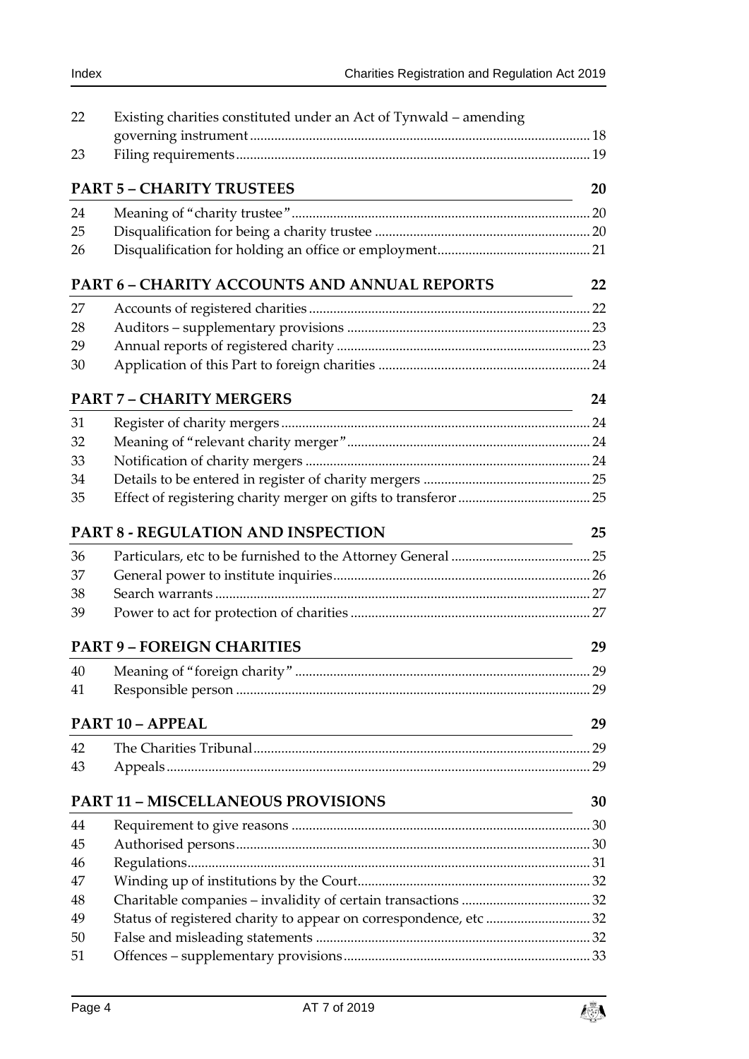| | | |
|---|---|---|
| 22 | Existing charities constituted under an Act of Tynwald – amending governing instrument | 18 |
| 23 | Filing requirements | 19 |

**PART 5 – CHARITY TRUSTEES** 20

| | | |
|---|---|---|
| 24 | Meaning of "charity trustee" | 20 |
| 25 | Disqualification for being a charity trustee | 20 |
| 26 | Disqualification for holding an office or employment | 21 |

**PART 6 – CHARITY ACCOUNTS AND ANNUAL REPORTS** 22

| | | |
|---|---|---|
| 27 | Accounts of registered charities | 22 |
| 28 | Auditors – supplementary provisions | 23 |
| 29 | Annual reports of registered charity | 23 |
| 30 | Application of this Part to foreign charities | 24 |

**PART 7 – CHARITY MERGERS** 24

| | | |
|---|---|---|
| 31 | Register of charity mergers | 24 |
| 32 | Meaning of "relevant charity merger" | 24 |
| 33 | Notification of charity mergers | 24 |
| 34 | Details to be entered in register of charity mergers | 25 |
| 35 | Effect of registering charity merger on gifts to transferor | 25 |

**PART 8 - REGULATION AND INSPECTION** 25

| | | |
|---|---|---|
| 36 | Particulars, etc to be furnished to the Attorney General | 25 |
| 37 | General power to institute inquiries | 26 |
| 38 | Search warrants | 27 |
| 39 | Power to act for protection of charities | 27 |

**PART 9 – FOREIGN CHARITIES** 29

| | | |
|---|---|---|
| 40 | Meaning of "foreign charity" | 29 |
| 41 | Responsible person | 29 |

**PART 10 – APPEAL** 29

| | | |
|---|---|---|
| 42 | The Charities Tribunal | 29 |
| 43 | Appeals | 29 |

**PART 11 – MISCELLANEOUS PROVISIONS** 30

| | | |
|---|---|---|
| 44 | Requirement to give reasons | 30 |
| 45 | Authorised persons | 30 |
| 46 | Regulations | 31 |
| 47 | Winding up of institutions by the Court | 32 |
| 48 | Charitable companies – invalidity of certain transactions | 32 |
| 49 | Status of registered charity to appear on correspondence, etc | 32 |
| 50 | False and misleading statements | 32 |
| 51 | Offences – supplementary provisions | 33 |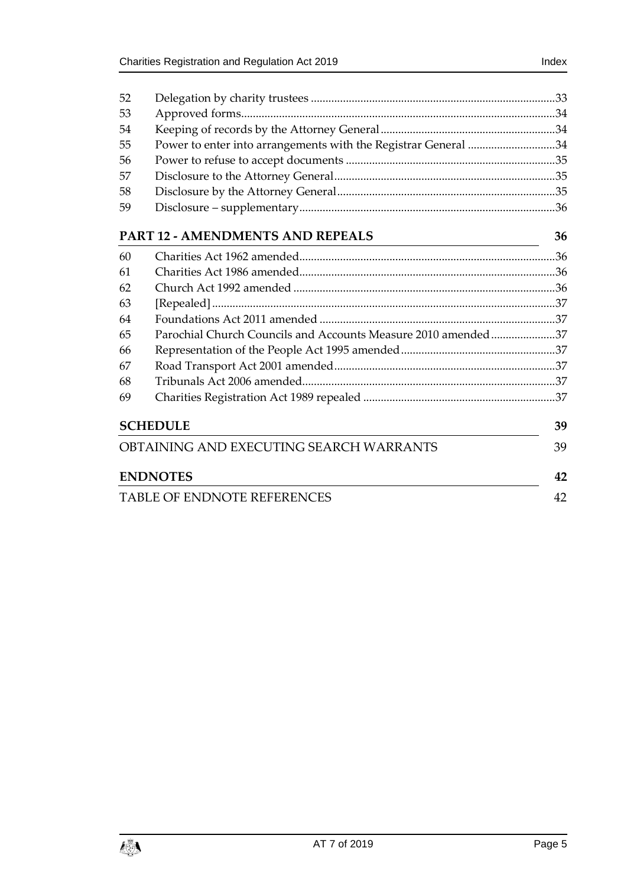| | | |
|---|---|---|
| 52 | Delegation by charity trustees | 33 |
| 53 | Approved forms | 34 |
| 54 | Keeping of records by the Attorney General | 34 |
| 55 | Power to enter into arrangements with the Registrar General | 34 |
| 56 | Power to refuse to accept documents | 35 |
| 57 | Disclosure to the Attorney General | 35 |
| 58 | Disclosure by the Attorney General | 35 |
| 59 | Disclosure – supplementary | 36 |

**PART 12 - AMENDMENTS AND REPEALS** **36**

| | | |
|---|---|---|
| 60 | Charities Act 1962 amended | 36 |
| 61 | Charities Act 1986 amended | 36 |
| 62 | Church Act 1992 amended | 36 |
| 63 | [Repealed] | 37 |
| 64 | Foundations Act 2011 amended | 37 |
| 65 | Parochial Church Councils and Accounts Measure 2010 amended | 37 |
| 66 | Representation of the People Act 1995 amended | 37 |
| 67 | Road Transport Act 2001 amended | 37 |
| 68 | Tribunals Act 2006 amended | 37 |
| 69 | Charities Registration Act 1989 repealed | 37 |

**SCHEDULE** **39**

OBTAINING AND EXECUTING SEARCH WARRANTS 39

**ENDNOTES** **42**

TABLE OF ENDNOTE REFERENCES 42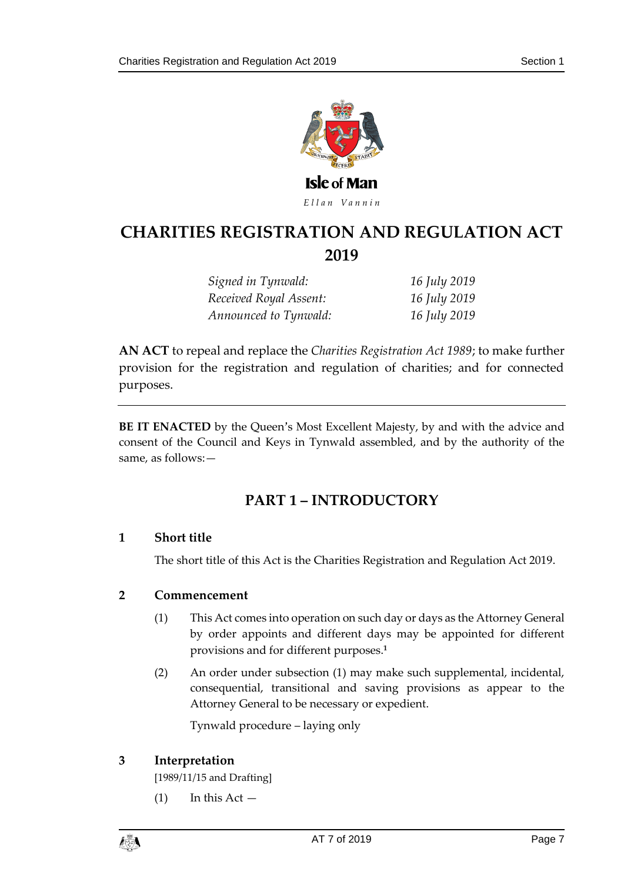Isle of Man

*Ellan Vannin*

# CHARITIES REGISTRATION AND REGULATION ACT 2019

| | |
|---|---|
| *Signed in Tynwald:* | *16 July 2019* |
| *Received Royal Assent:* | *16 July 2019* |
| *Announced to Tynwald:* | *16 July 2019* |

**AN ACT** to repeal and replace the *Charities Registration Act 1989*; to make further provision for the registration and regulation of charities; and for connected purposes.

---

**BE IT ENACTED** by the Queen's Most Excellent Majesty, by and with the advice and consent of the Council and Keys in Tynwald assembled, and by the authority of the same, as follows:—

## PART 1 – INTRODUCTORY

### 1 Short title

The short title of this Act is the Charities Registration and Regulation Act 2019.

### 2 Commencement

(1) This Act comes into operation on such day or days as the Attorney General by order appoints and different days may be appointed for different provisions and for different purposes.[1]

(2) An order under subsection (1) may make such supplemental, incidental, consequential, transitional and saving provisions as appear to the Attorney General to be necessary or expedient.

Tynwald procedure – laying only

### 3 Interpretation

[1989/11/15 and Drafting]

(1) In this Act —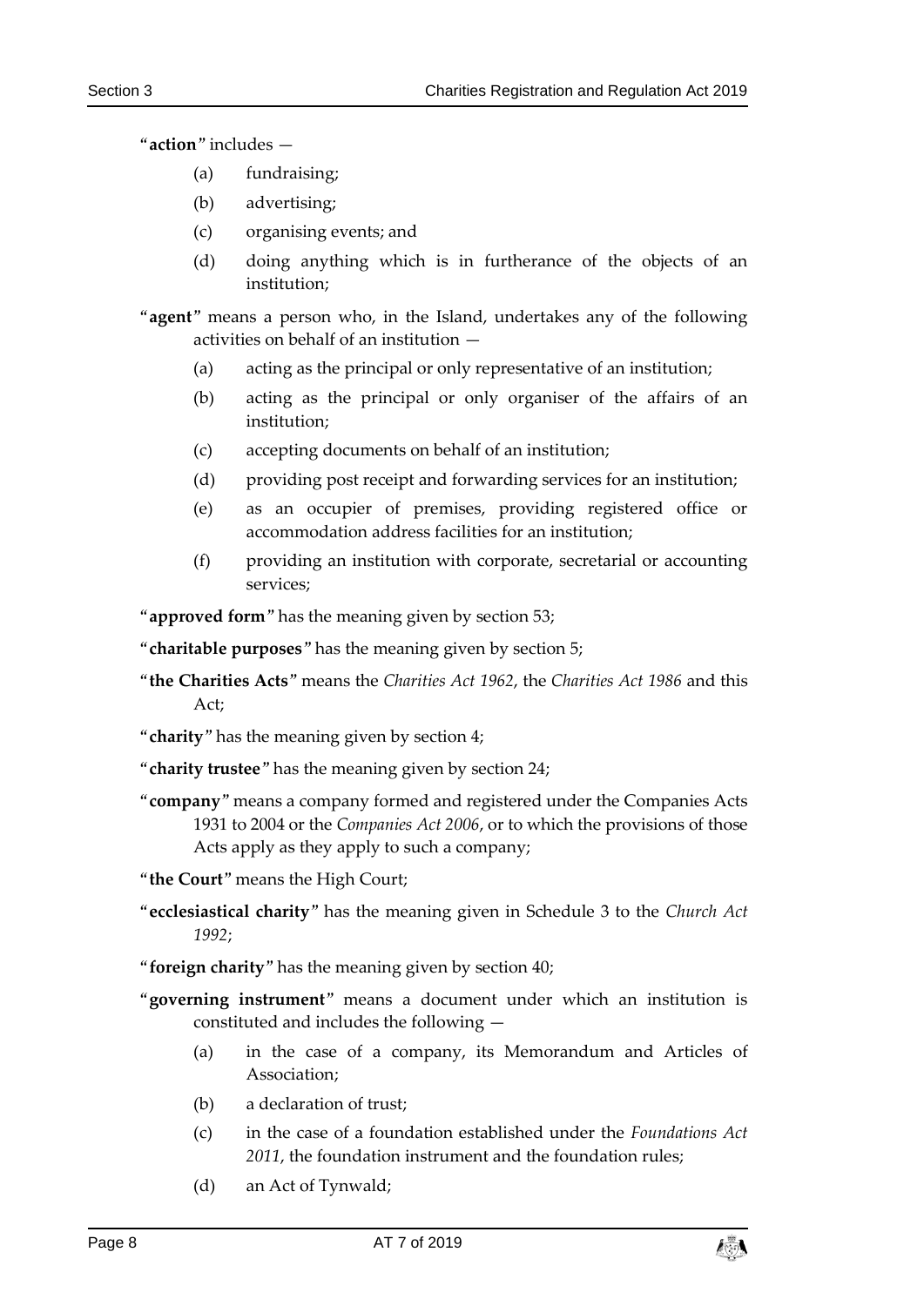"**action**" includes —

(a) fundraising;

(b) advertising;

(c) organising events; and

(d) doing anything which is in furtherance of the objects of an institution;

"**agent**" means a person who, in the Island, undertakes any of the following activities on behalf of an institution —

(a) acting as the principal or only representative of an institution;

(b) acting as the principal or only organiser of the affairs of an institution;

(c) accepting documents on behalf of an institution;

(d) providing post receipt and forwarding services for an institution;

(e) as an occupier of premises, providing registered office or accommodation address facilities for an institution;

(f) providing an institution with corporate, secretarial or accounting services;

"**approved form**" has the meaning given by section 53;

"**charitable purposes**" has the meaning given by section 5;

"**the Charities Acts**" means the *Charities Act 1962*, the *Charities Act 1986* and this Act;

"**charity**" has the meaning given by section 4;

"**charity trustee**" has the meaning given by section 24;

"**company**" means a company formed and registered under the Companies Acts 1931 to 2004 or the *Companies Act 2006*, or to which the provisions of those Acts apply as they apply to such a company;

"**the Court**" means the High Court;

"**ecclesiastical charity**" has the meaning given in Schedule 3 to the *Church Act 1992*;

"**foreign charity**" has the meaning given by section 40;

"**governing instrument**" means a document under which an institution is constituted and includes the following —

(a) in the case of a company, its Memorandum and Articles of Association;

(b) a declaration of trust;

(c) in the case of a foundation established under the *Foundations Act 2011*, the foundation instrument and the foundation rules;

(d) an Act of Tynwald;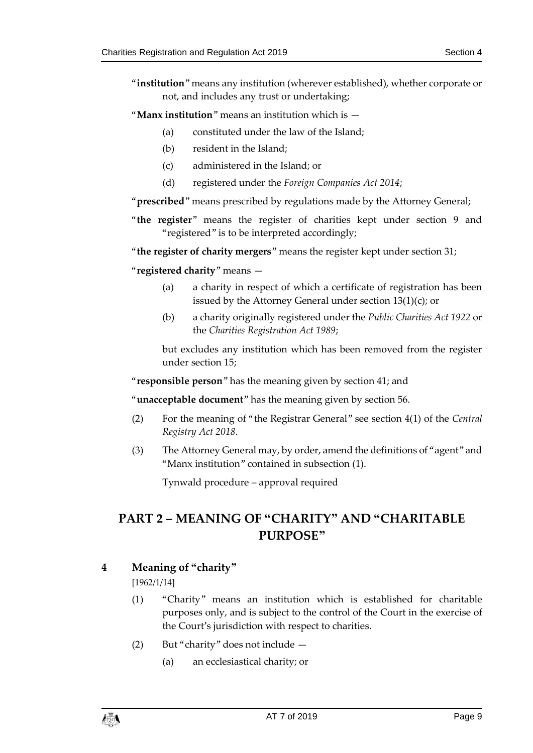"**institution**" means any institution (wherever established), whether corporate or not, and includes any trust or undertaking;

"**Manx institution**" means an institution which is —

(a) constituted under the law of the Island;

(b) resident in the Island;

(c) administered in the Island; or

(d) registered under the *Foreign Companies Act 2014*;

"**prescribed**" means prescribed by regulations made by the Attorney General;

"**the register**" means the register of charities kept under section 9 and "registered" is to be interpreted accordingly;

"**the register of charity mergers**" means the register kept under section 31;

"**registered charity**" means —

(a) a charity in respect of which a certificate of registration has been issued by the Attorney General under section 13(1)(c); or

(b) a charity originally registered under the *Public Charities Act 1922* or the *Charities Registration Act 1989*;

but excludes any institution which has been removed from the register under section 15;

"**responsible person**" has the meaning given by section 41; and

"**unacceptable document**" has the meaning given by section 56.

(2) For the meaning of "the Registrar General" see section 4(1) of the *Central Registry Act 2018*.

(3) The Attorney General may, by order, amend the definitions of "agent" and "Manx institution" contained in subsection (1).

Tynwald procedure – approval required

## PART 2 – MEANING OF "CHARITY" AND "CHARITABLE PURPOSE"

### 4 Meaning of "charity"

[1962/1/14]

(1) "Charity" means an institution which is established for charitable purposes only, and is subject to the control of the Court in the exercise of the Court's jurisdiction with respect to charities.

(2) But "charity" does not include —

(a) an ecclesiastical charity; or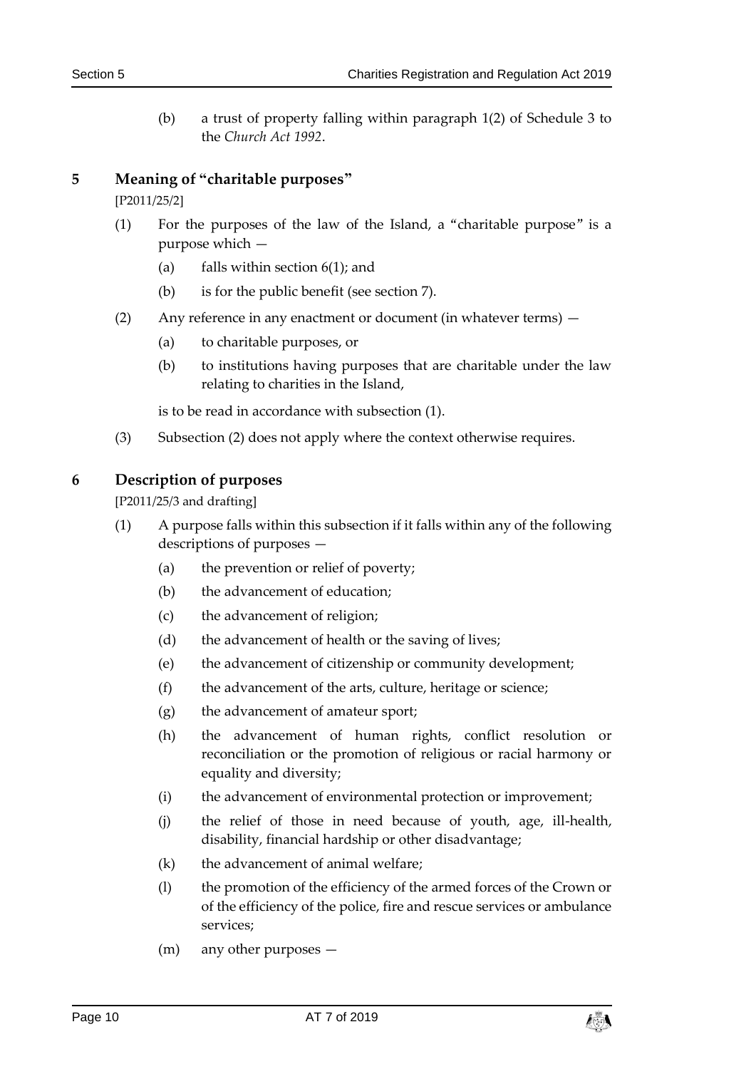(b) a trust of property falling within paragraph 1(2) of Schedule 3 to the *Church Act 1992*.

## 5 Meaning of "charitable purposes"

[P2011/25/2]

(1) For the purposes of the law of the Island, a "charitable purpose" is a purpose which —

(a) falls within section 6(1); and

(b) is for the public benefit (see section 7).

(2) Any reference in any enactment or document (in whatever terms) —

(a) to charitable purposes, or

(b) to institutions having purposes that are charitable under the law relating to charities in the Island,

is to be read in accordance with subsection (1).

(3) Subsection (2) does not apply where the context otherwise requires.

## 6 Description of purposes

[P2011/25/3 and drafting]

(1) A purpose falls within this subsection if it falls within any of the following descriptions of purposes —

(a) the prevention or relief of poverty;

(b) the advancement of education;

(c) the advancement of religion;

(d) the advancement of health or the saving of lives;

(e) the advancement of citizenship or community development;

(f) the advancement of the arts, culture, heritage or science;

(g) the advancement of amateur sport;

(h) the advancement of human rights, conflict resolution or reconciliation or the promotion of religious or racial harmony or equality and diversity;

(i) the advancement of environmental protection or improvement;

(j) the relief of those in need because of youth, age, ill-health, disability, financial hardship or other disadvantage;

(k) the advancement of animal welfare;

(l) the promotion of the efficiency of the armed forces of the Crown or of the efficiency of the police, fire and rescue services or ambulance services;

(m) any other purposes —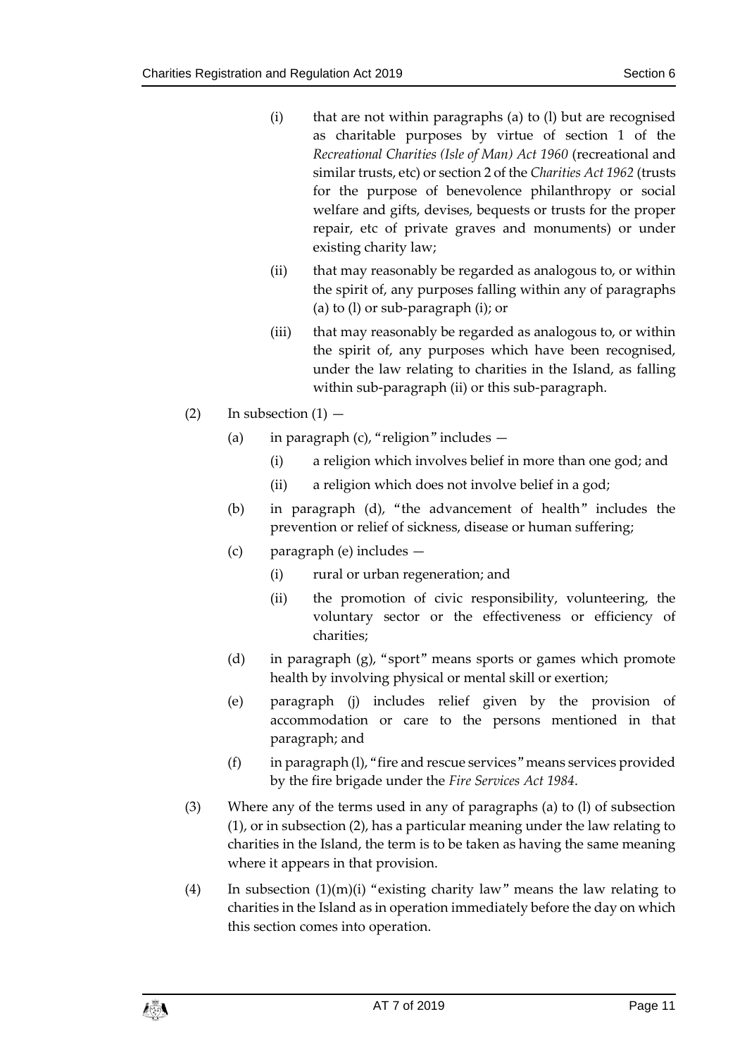(i) that are not within paragraphs (a) to (l) but are recognised as charitable purposes by virtue of section 1 of the *Recreational Charities (Isle of Man) Act 1960* (recreational and similar trusts, etc) or section 2 of the *Charities Act 1962* (trusts for the purpose of benevolence philanthropy or social welfare and gifts, devises, bequests or trusts for the proper repair, etc of private graves and monuments) or under existing charity law;

(ii) that may reasonably be regarded as analogous to, or within the spirit of, any purposes falling within any of paragraphs (a) to (l) or sub-paragraph (i); or

(iii) that may reasonably be regarded as analogous to, or within the spirit of, any purposes which have been recognised, under the law relating to charities in the Island, as falling within sub-paragraph (ii) or this sub-paragraph.

(2) In subsection (1) —

(a) in paragraph (c), "religion" includes —

(i) a religion which involves belief in more than one god; and

(ii) a religion which does not involve belief in a god;

(b) in paragraph (d), "the advancement of health" includes the prevention or relief of sickness, disease or human suffering;

(c) paragraph (e) includes —

(i) rural or urban regeneration; and

(ii) the promotion of civic responsibility, volunteering, the voluntary sector or the effectiveness or efficiency of charities;

(d) in paragraph (g), "sport" means sports or games which promote health by involving physical or mental skill or exertion;

(e) paragraph (j) includes relief given by the provision of accommodation or care to the persons mentioned in that paragraph; and

(f) in paragraph (l), "fire and rescue services" means services provided by the fire brigade under the *Fire Services Act 1984*.

(3) Where any of the terms used in any of paragraphs (a) to (l) of subsection (1), or in subsection (2), has a particular meaning under the law relating to charities in the Island, the term is to be taken as having the same meaning where it appears in that provision.

(4) In subsection (1)(m)(i) "existing charity law" means the law relating to charities in the Island as in operation immediately before the day on which this section comes into operation.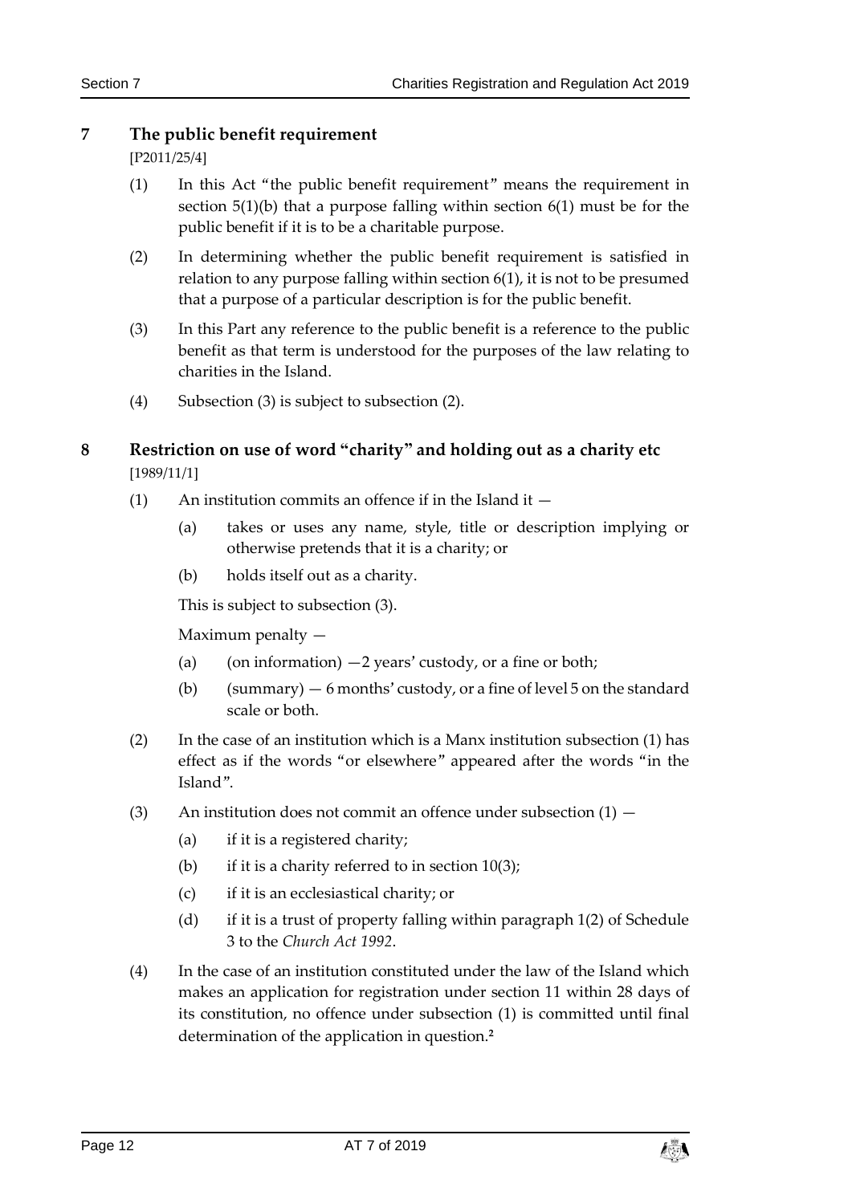## 7 The public benefit requirement

[P2011/25/4]

(1) In this Act "the public benefit requirement" means the requirement in section 5(1)(b) that a purpose falling within section 6(1) must be for the public benefit if it is to be a charitable purpose.

(2) In determining whether the public benefit requirement is satisfied in relation to any purpose falling within section 6(1), it is not to be presumed that a purpose of a particular description is for the public benefit.

(3) In this Part any reference to the public benefit is a reference to the public benefit as that term is understood for the purposes of the law relating to charities in the Island.

(4) Subsection (3) is subject to subsection (2).

## 8 Restriction on use of word "charity" and holding out as a charity etc

[1989/11/1]

(1) An institution commits an offence if in the Island it —

(a) takes or uses any name, style, title or description implying or otherwise pretends that it is a charity; or

(b) holds itself out as a charity.

This is subject to subsection (3).

Maximum penalty —

(a) (on information) —2 years' custody, or a fine or both;

(b) (summary) — 6 months' custody, or a fine of level 5 on the standard scale or both.

(2) In the case of an institution which is a Manx institution subsection (1) has effect as if the words "or elsewhere" appeared after the words "in the Island".

(3) An institution does not commit an offence under subsection (1) —

(a) if it is a registered charity;

(b) if it is a charity referred to in section 10(3);

(c) if it is an ecclesiastical charity; or

(d) if it is a trust of property falling within paragraph 1(2) of Schedule 3 to the *Church Act 1992*.

(4) In the case of an institution constituted under the law of the Island which makes an application for registration under section 11 within 28 days of its constitution, no offence under subsection (1) is committed until final determination of the application in question.[2]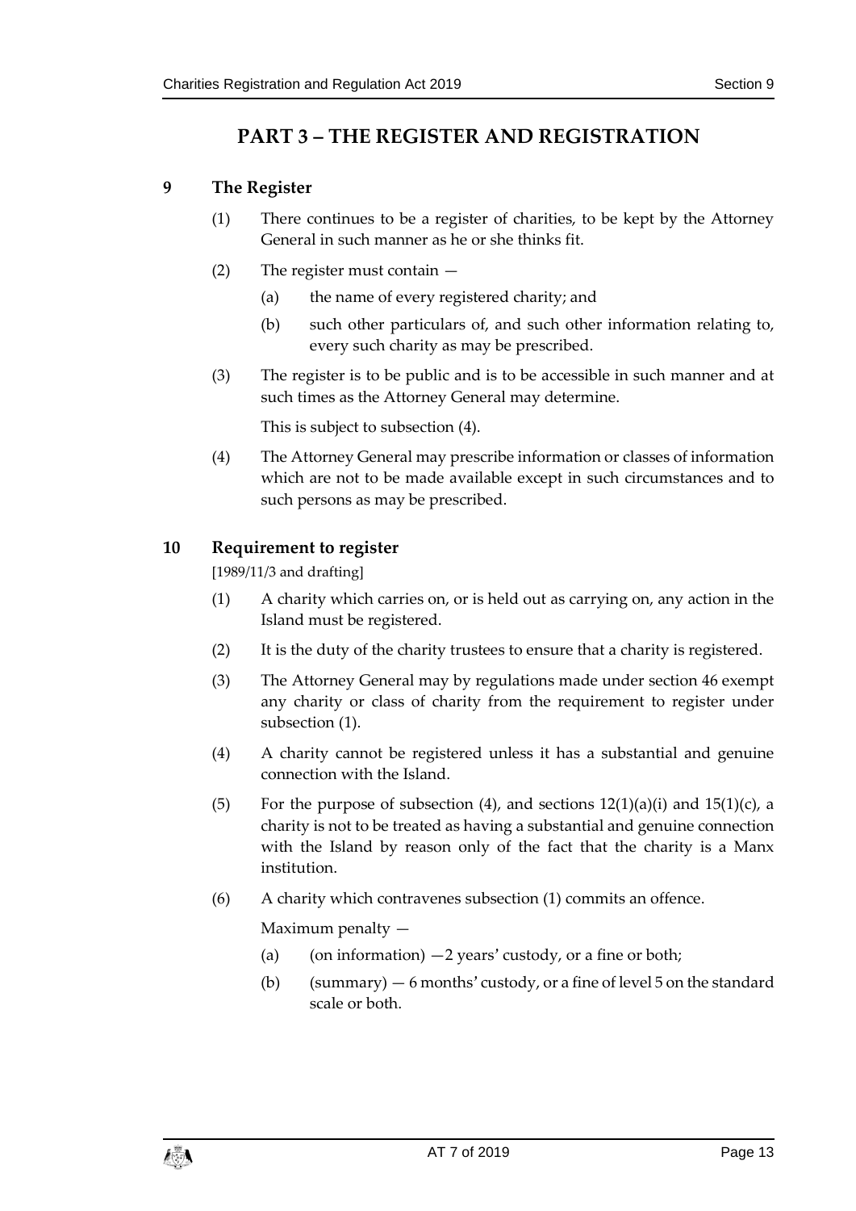# PART 3 – THE REGISTER AND REGISTRATION

## 9 The Register

(1) There continues to be a register of charities, to be kept by the Attorney General in such manner as he or she thinks fit.

(2) The register must contain —

- (a) the name of every registered charity; and
- (b) such other particulars of, and such other information relating to, every such charity as may be prescribed.

(3) The register is to be public and is to be accessible in such manner and at such times as the Attorney General may determine.

This is subject to subsection (4).

(4) The Attorney General may prescribe information or classes of information which are not to be made available except in such circumstances and to such persons as may be prescribed.

## 10 Requirement to register

[1989/11/3 and drafting]

(1) A charity which carries on, or is held out as carrying on, any action in the Island must be registered.

(2) It is the duty of the charity trustees to ensure that a charity is registered.

(3) The Attorney General may by regulations made under section 46 exempt any charity or class of charity from the requirement to register under subsection (1).

(4) A charity cannot be registered unless it has a substantial and genuine connection with the Island.

(5) For the purpose of subsection (4), and sections 12(1)(a)(i) and 15(1)(c), a charity is not to be treated as having a substantial and genuine connection with the Island by reason only of the fact that the charity is a Manx institution.

(6) A charity which contravenes subsection (1) commits an offence.

Maximum penalty —

- (a) (on information) —2 years' custody, or a fine or both;
- (b) (summary) — 6 months' custody, or a fine of level 5 on the standard scale or both.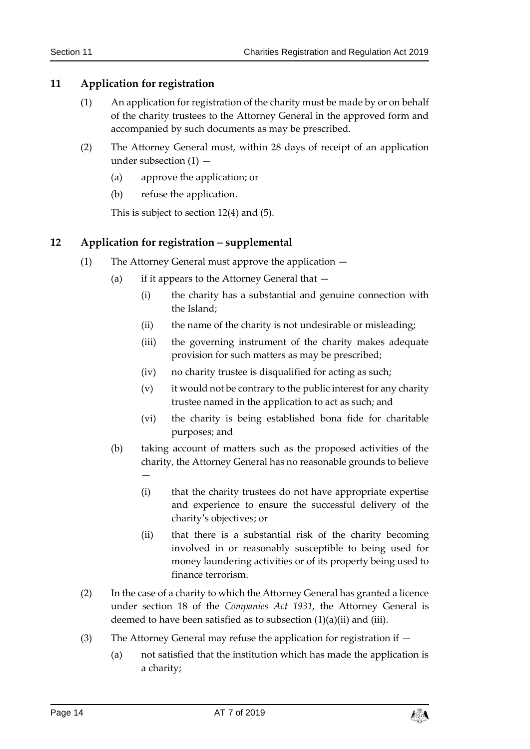## 11 Application for registration

(1) An application for registration of the charity must be made by or on behalf of the charity trustees to the Attorney General in the approved form and accompanied by such documents as may be prescribed.

(2) The Attorney General must, within 28 days of receipt of an application under subsection (1) —

   (a) approve the application; or

   (b) refuse the application.

   This is subject to section 12(4) and (5).

## 12 Application for registration – supplemental

(1) The Attorney General must approve the application —

   (a) if it appears to the Attorney General that —

      (i) the charity has a substantial and genuine connection with the Island;

      (ii) the name of the charity is not undesirable or misleading;

      (iii) the governing instrument of the charity makes adequate provision for such matters as may be prescribed;

      (iv) no charity trustee is disqualified for acting as such;

      (v) it would not be contrary to the public interest for any charity trustee named in the application to act as such; and

      (vi) the charity is being established bona fide for charitable purposes; and

   (b) taking account of matters such as the proposed activities of the charity, the Attorney General has no reasonable grounds to believe —

      (i) that the charity trustees do not have appropriate expertise and experience to ensure the successful delivery of the charity's objectives; or

      (ii) that there is a substantial risk of the charity becoming involved in or reasonably susceptible to being used for money laundering activities or of its property being used to finance terrorism.

(2) In the case of a charity to which the Attorney General has granted a licence under section 18 of the *Companies Act 1931*, the Attorney General is deemed to have been satisfied as to subsection (1)(a)(ii) and (iii).

(3) The Attorney General may refuse the application for registration if —

   (a) not satisfied that the institution which has made the application is a charity;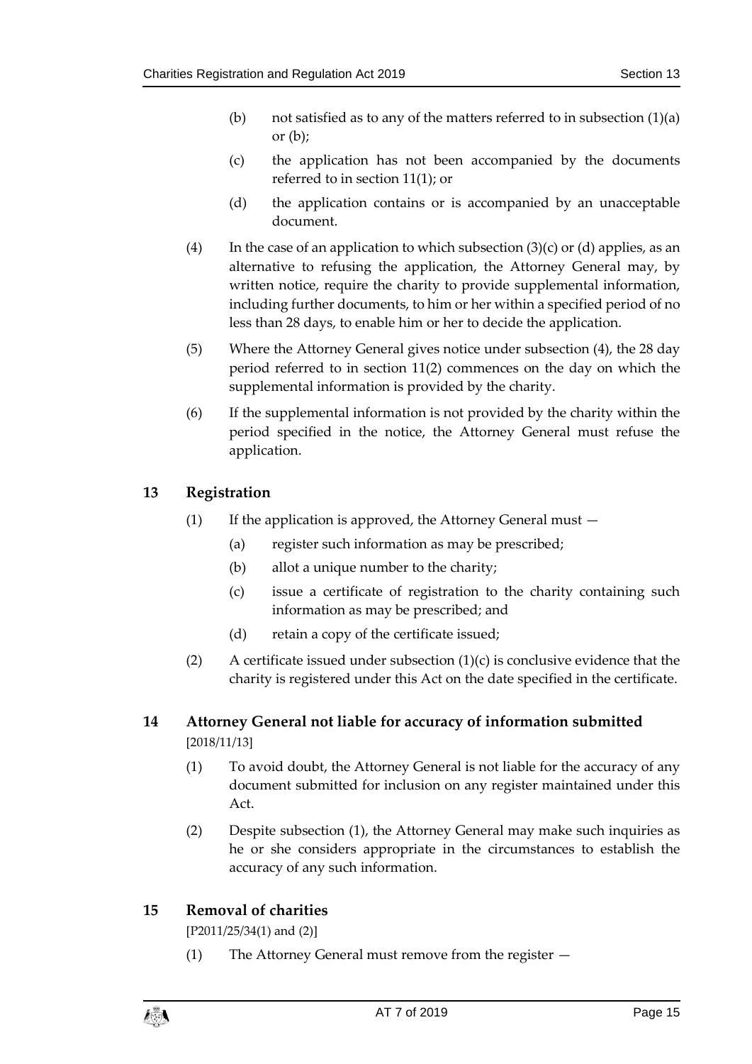(b) not satisfied as to any of the matters referred to in subsection (1)(a) or (b);

(c) the application has not been accompanied by the documents referred to in section 11(1); or

(d) the application contains or is accompanied by an unacceptable document.

(4) In the case of an application to which subsection (3)(c) or (d) applies, as an alternative to refusing the application, the Attorney General may, by written notice, require the charity to provide supplemental information, including further documents, to him or her within a specified period of no less than 28 days, to enable him or her to decide the application.

(5) Where the Attorney General gives notice under subsection (4), the 28 day period referred to in section 11(2) commences on the day on which the supplemental information is provided by the charity.

(6) If the supplemental information is not provided by the charity within the period specified in the notice, the Attorney General must refuse the application.

## 13 Registration

(1) If the application is approved, the Attorney General must —

(a) register such information as may be prescribed;

(b) allot a unique number to the charity;

(c) issue a certificate of registration to the charity containing such information as may be prescribed; and

(d) retain a copy of the certificate issued;

(2) A certificate issued under subsection (1)(c) is conclusive evidence that the charity is registered under this Act on the date specified in the certificate.

## 14 Attorney General not liable for accuracy of information submitted

[2018/11/13]

(1) To avoid doubt, the Attorney General is not liable for the accuracy of any document submitted for inclusion on any register maintained under this Act.

(2) Despite subsection (1), the Attorney General may make such inquiries as he or she considers appropriate in the circumstances to establish the accuracy of any such information.

## 15 Removal of charities

[P2011/25/34(1) and (2)]

(1) The Attorney General must remove from the register —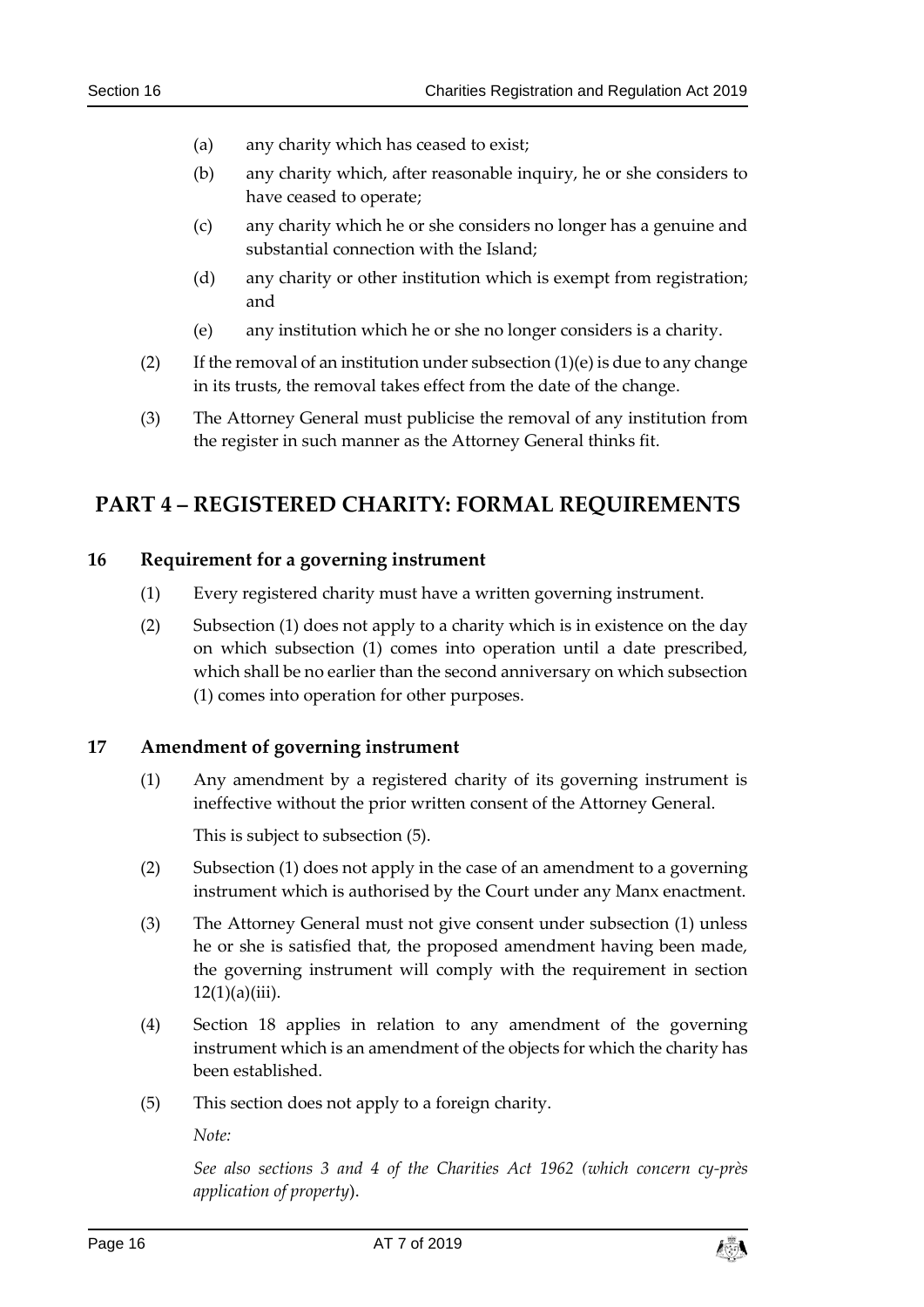(a) any charity which has ceased to exist;

(b) any charity which, after reasonable inquiry, he or she considers to have ceased to operate;

(c) any charity which he or she considers no longer has a genuine and substantial connection with the Island;

(d) any charity or other institution which is exempt from registration; and

(e) any institution which he or she no longer considers is a charity.

(2) If the removal of an institution under subsection (1)(e) is due to any change in its trusts, the removal takes effect from the date of the change.

(3) The Attorney General must publicise the removal of any institution from the register in such manner as the Attorney General thinks fit.

# PART 4 – REGISTERED CHARITY: FORMAL REQUIREMENTS

## 16 Requirement for a governing instrument

(1) Every registered charity must have a written governing instrument.

(2) Subsection (1) does not apply to a charity which is in existence on the day on which subsection (1) comes into operation until a date prescribed, which shall be no earlier than the second anniversary on which subsection (1) comes into operation for other purposes.

## 17 Amendment of governing instrument

(1) Any amendment by a registered charity of its governing instrument is ineffective without the prior written consent of the Attorney General.

This is subject to subsection (5).

(2) Subsection (1) does not apply in the case of an amendment to a governing instrument which is authorised by the Court under any Manx enactment.

(3) The Attorney General must not give consent under subsection (1) unless he or she is satisfied that, the proposed amendment having been made, the governing instrument will comply with the requirement in section 12(1)(a)(iii).

(4) Section 18 applies in relation to any amendment of the governing instrument which is an amendment of the objects for which the charity has been established.

(5) This section does not apply to a foreign charity.

*Note:*

*See also sections 3 and 4 of the Charities Act 1962 (which concern cy-près application of property)*.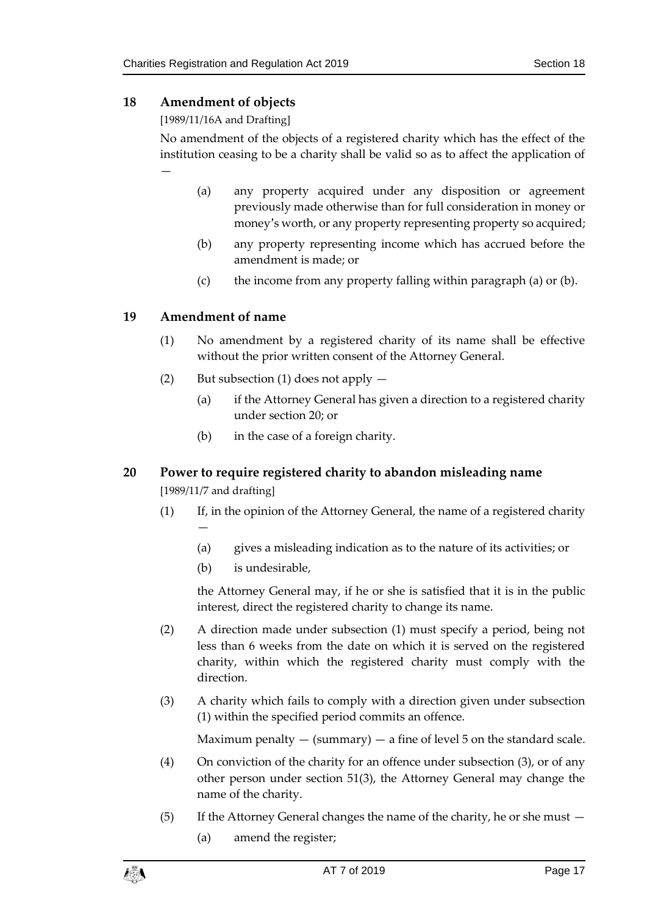## 18 Amendment of objects

[1989/11/16A and Drafting]

No amendment of the objects of a registered charity which has the effect of the institution ceasing to be a charity shall be valid so as to affect the application of —

(a) any property acquired under any disposition or agreement previously made otherwise than for full consideration in money or money's worth, or any property representing property so acquired;

(b) any property representing income which has accrued before the amendment is made; or

(c) the income from any property falling within paragraph (a) or (b).

## 19 Amendment of name

(1) No amendment by a registered charity of its name shall be effective without the prior written consent of the Attorney General.

(2) But subsection (1) does not apply —

(a) if the Attorney General has given a direction to a registered charity under section 20; or

(b) in the case of a foreign charity.

## 20 Power to require registered charity to abandon misleading name

[1989/11/7 and drafting]

(1) If, in the opinion of the Attorney General, the name of a registered charity —

(a) gives a misleading indication as to the nature of its activities; or

(b) is undesirable,

the Attorney General may, if he or she is satisfied that it is in the public interest, direct the registered charity to change its name.

(2) A direction made under subsection (1) must specify a period, being not less than 6 weeks from the date on which it is served on the registered charity, within which the registered charity must comply with the direction.

(3) A charity which fails to comply with a direction given under subsection (1) within the specified period commits an offence.

Maximum penalty — (summary) — a fine of level 5 on the standard scale.

(4) On conviction of the charity for an offence under subsection (3), or of any other person under section 51(3), the Attorney General may change the name of the charity.

(5) If the Attorney General changes the name of the charity, he or she must —

(a) amend the register;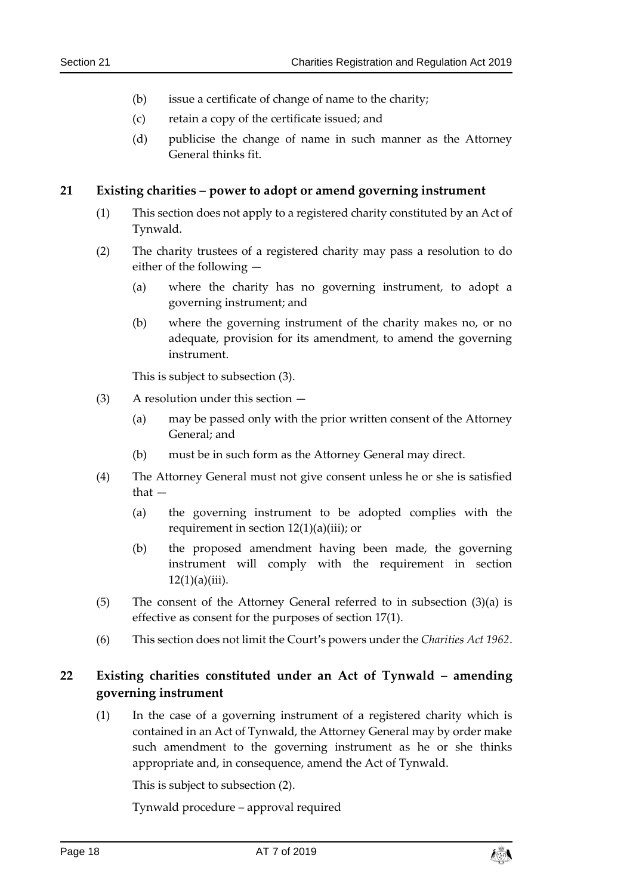(b) issue a certificate of change of name to the charity;

(c) retain a copy of the certificate issued; and

(d) publicise the change of name in such manner as the Attorney General thinks fit.

## 21 Existing charities – power to adopt or amend governing instrument

(1) This section does not apply to a registered charity constituted by an Act of Tynwald.

(2) The charity trustees of a registered charity may pass a resolution to do either of the following —

(a) where the charity has no governing instrument, to adopt a governing instrument; and

(b) where the governing instrument of the charity makes no, or no adequate, provision for its amendment, to amend the governing instrument.

This is subject to subsection (3).

(3) A resolution under this section —

(a) may be passed only with the prior written consent of the Attorney General; and

(b) must be in such form as the Attorney General may direct.

(4) The Attorney General must not give consent unless he or she is satisfied that —

(a) the governing instrument to be adopted complies with the requirement in section 12(1)(a)(iii); or

(b) the proposed amendment having been made, the governing instrument will comply with the requirement in section 12(1)(a)(iii).

(5) The consent of the Attorney General referred to in subsection (3)(a) is effective as consent for the purposes of section 17(1).

(6) This section does not limit the Court's powers under the *Charities Act 1962*.

## 22 Existing charities constituted under an Act of Tynwald – amending governing instrument

(1) In the case of a governing instrument of a registered charity which is contained in an Act of Tynwald, the Attorney General may by order make such amendment to the governing instrument as he or she thinks appropriate and, in consequence, amend the Act of Tynwald.

This is subject to subsection (2).

Tynwald procedure – approval required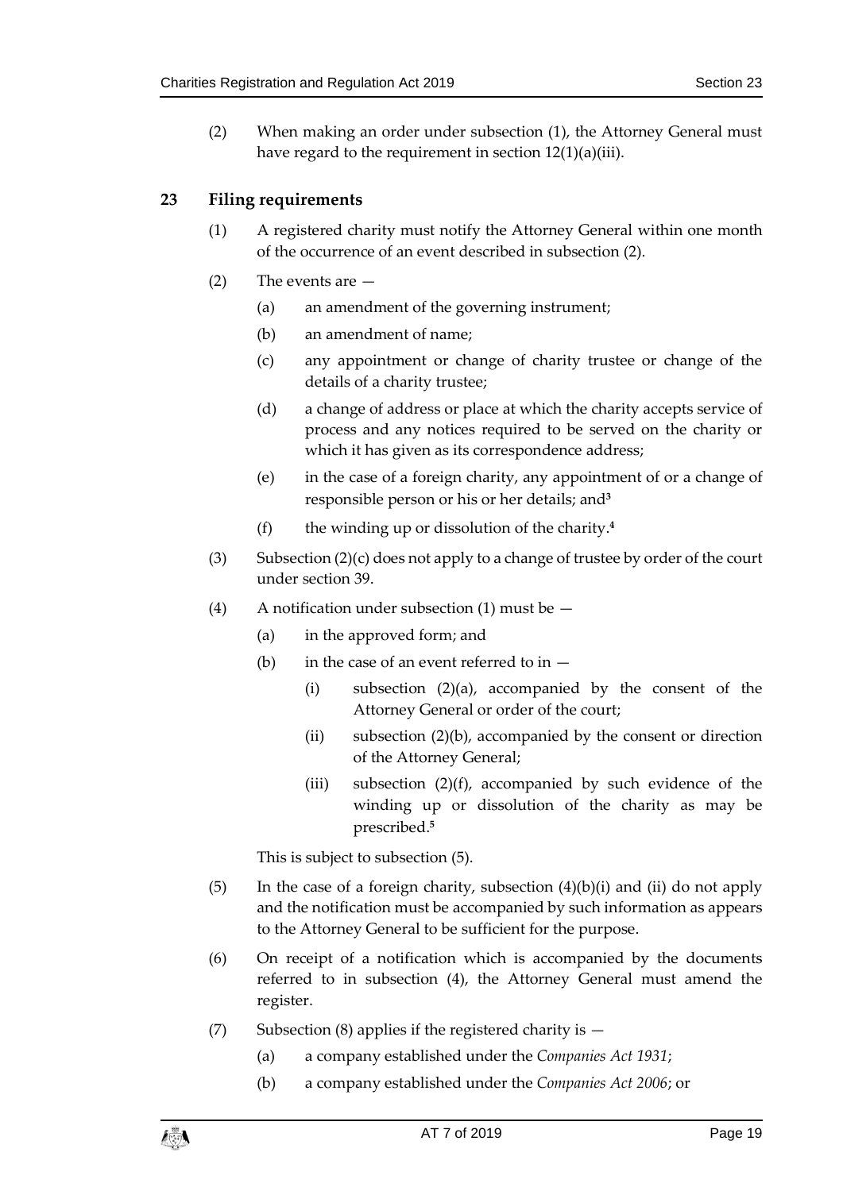(2) When making an order under subsection (1), the Attorney General must have regard to the requirement in section 12(1)(a)(iii).

## 23 Filing requirements

(1) A registered charity must notify the Attorney General within one month of the occurrence of an event described in subsection (2).

(2) The events are —

(a) an amendment of the governing instrument;

(b) an amendment of name;

(c) any appointment or change of charity trustee or change of the details of a charity trustee;

(d) a change of address or place at which the charity accepts service of process and any notices required to be served on the charity or which it has given as its correspondence address;

(e) in the case of a foreign charity, any appointment of or a change of responsible person or his or her details; and[3]

(f) the winding up or dissolution of the charity.[4]

(3) Subsection (2)(c) does not apply to a change of trustee by order of the court under section 39.

(4) A notification under subsection (1) must be —

(a) in the approved form; and

(b) in the case of an event referred to in —

(i) subsection (2)(a), accompanied by the consent of the Attorney General or order of the court;

(ii) subsection (2)(b), accompanied by the consent or direction of the Attorney General;

(iii) subsection (2)(f), accompanied by such evidence of the winding up or dissolution of the charity as may be prescribed.[5]

This is subject to subsection (5).

(5) In the case of a foreign charity, subsection (4)(b)(i) and (ii) do not apply and the notification must be accompanied by such information as appears to the Attorney General to be sufficient for the purpose.

(6) On receipt of a notification which is accompanied by the documents referred to in subsection (4), the Attorney General must amend the register.

(7) Subsection (8) applies if the registered charity is —

(a) a company established under the *Companies Act 1931*;

(b) a company established under the *Companies Act 2006*; or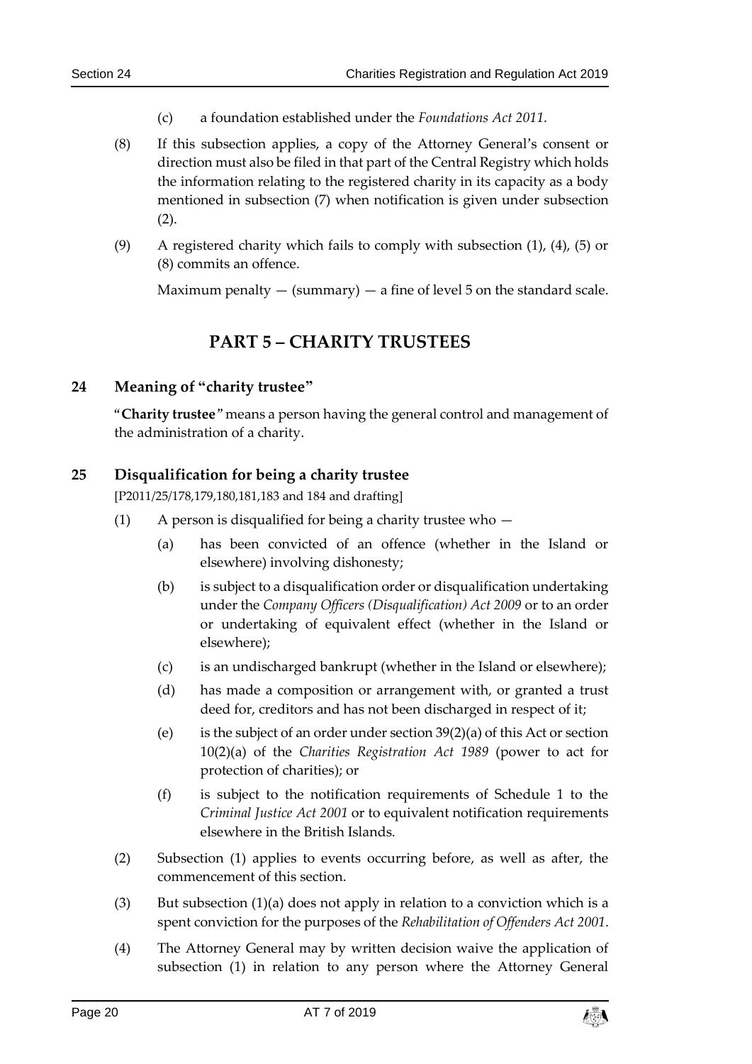(c) a foundation established under the *Foundations Act 2011*.

(8) If this subsection applies, a copy of the Attorney General's consent or direction must also be filed in that part of the Central Registry which holds the information relating to the registered charity in its capacity as a body mentioned in subsection (7) when notification is given under subsection (2).

(9) A registered charity which fails to comply with subsection (1), (4), (5) or (8) commits an offence.

Maximum penalty — (summary) — a fine of level 5 on the standard scale.

# PART 5 – CHARITY TRUSTEES

## 24 Meaning of "charity trustee"

"**Charity trustee**" means a person having the general control and management of the administration of a charity.

## 25 Disqualification for being a charity trustee

[P2011/25/178,179,180,181,183 and 184 and drafting]

(1) A person is disqualified for being a charity trustee who —

(a) has been convicted of an offence (whether in the Island or elsewhere) involving dishonesty;

(b) is subject to a disqualification order or disqualification undertaking under the *Company Officers (Disqualification) Act 2009* or to an order or undertaking of equivalent effect (whether in the Island or elsewhere);

(c) is an undischarged bankrupt (whether in the Island or elsewhere);

(d) has made a composition or arrangement with, or granted a trust deed for, creditors and has not been discharged in respect of it;

(e) is the subject of an order under section 39(2)(a) of this Act or section 10(2)(a) of the *Charities Registration Act 1989* (power to act for protection of charities); or

(f) is subject to the notification requirements of Schedule 1 to the *Criminal Justice Act 2001* or to equivalent notification requirements elsewhere in the British Islands.

(2) Subsection (1) applies to events occurring before, as well as after, the commencement of this section.

(3) But subsection (1)(a) does not apply in relation to a conviction which is a spent conviction for the purposes of the *Rehabilitation of Offenders Act 2001*.

(4) The Attorney General may by written decision waive the application of subsection (1) in relation to any person where the Attorney General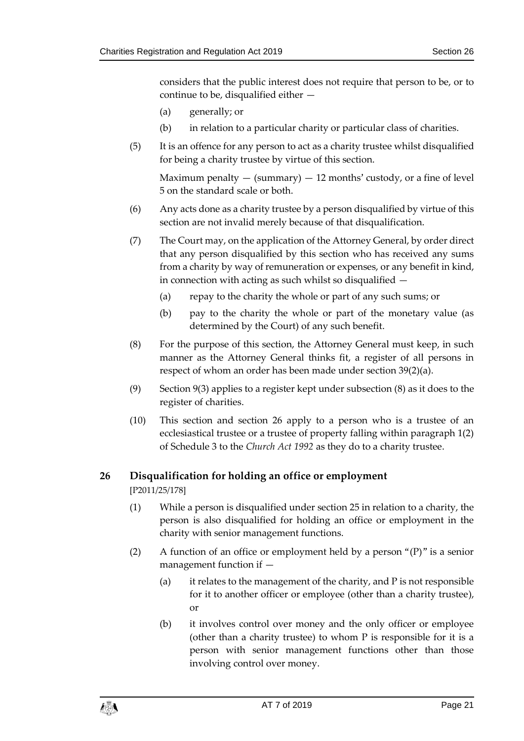considers that the public interest does not require that person to be, or to continue to be, disqualified either —

(a) generally; or

(b) in relation to a particular charity or particular class of charities.

(5) It is an offence for any person to act as a charity trustee whilst disqualified for being a charity trustee by virtue of this section.

Maximum penalty — (summary) — 12 months' custody, or a fine of level 5 on the standard scale or both.

(6) Any acts done as a charity trustee by a person disqualified by virtue of this section are not invalid merely because of that disqualification.

(7) The Court may, on the application of the Attorney General, by order direct that any person disqualified by this section who has received any sums from a charity by way of remuneration or expenses, or any benefit in kind, in connection with acting as such whilst so disqualified —

(a) repay to the charity the whole or part of any such sums; or

(b) pay to the charity the whole or part of the monetary value (as determined by the Court) of any such benefit.

(8) For the purpose of this section, the Attorney General must keep, in such manner as the Attorney General thinks fit, a register of all persons in respect of whom an order has been made under section 39(2)(a).

(9) Section 9(3) applies to a register kept under subsection (8) as it does to the register of charities.

(10) This section and section 26 apply to a person who is a trustee of an ecclesiastical trustee or a trustee of property falling within paragraph 1(2) of Schedule 3 to the *Church Act 1992* as they do to a charity trustee.

## 26 Disqualification for holding an office or employment

[P2011/25/178]

(1) While a person is disqualified under section 25 in relation to a charity, the person is also disqualified for holding an office or employment in the charity with senior management functions.

(2) A function of an office or employment held by a person "(P)" is a senior management function if —

(a) it relates to the management of the charity, and P is not responsible for it to another officer or employee (other than a charity trustee), or

(b) it involves control over money and the only officer or employee (other than a charity trustee) to whom P is responsible for it is a person with senior management functions other than those involving control over money.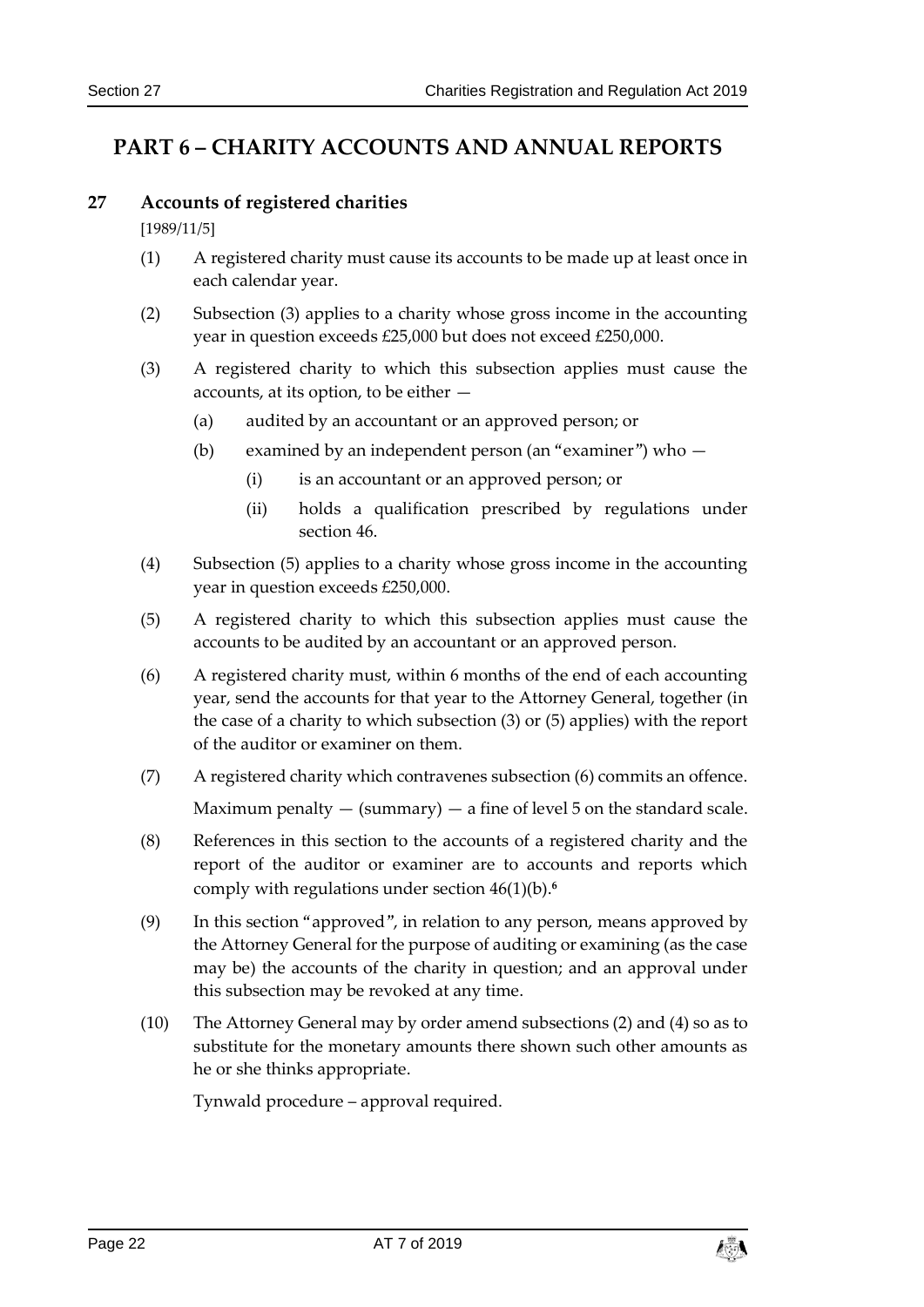# PART 6 – CHARITY ACCOUNTS AND ANNUAL REPORTS

## 27 Accounts of registered charities

[1989/11/5]

(1) A registered charity must cause its accounts to be made up at least once in each calendar year.

(2) Subsection (3) applies to a charity whose gross income in the accounting year in question exceeds £25,000 but does not exceed £250,000.

(3) A registered charity to which this subsection applies must cause the accounts, at its option, to be either —

(a) audited by an accountant or an approved person; or

(b) examined by an independent person (an "examiner") who —

(i) is an accountant or an approved person; or

(ii) holds a qualification prescribed by regulations under section 46.

(4) Subsection (5) applies to a charity whose gross income in the accounting year in question exceeds £250,000.

(5) A registered charity to which this subsection applies must cause the accounts to be audited by an accountant or an approved person.

(6) A registered charity must, within 6 months of the end of each accounting year, send the accounts for that year to the Attorney General, together (in the case of a charity to which subsection (3) or (5) applies) with the report of the auditor or examiner on them.

(7) A registered charity which contravenes subsection (6) commits an offence.

Maximum penalty — (summary) — a fine of level 5 on the standard scale.

(8) References in this section to the accounts of a registered charity and the report of the auditor or examiner are to accounts and reports which comply with regulations under section 46(1)(b).[6]

(9) In this section "approved", in relation to any person, means approved by the Attorney General for the purpose of auditing or examining (as the case may be) the accounts of the charity in question; and an approval under this subsection may be revoked at any time.

(10) The Attorney General may by order amend subsections (2) and (4) so as to substitute for the monetary amounts there shown such other amounts as he or she thinks appropriate.

Tynwald procedure – approval required.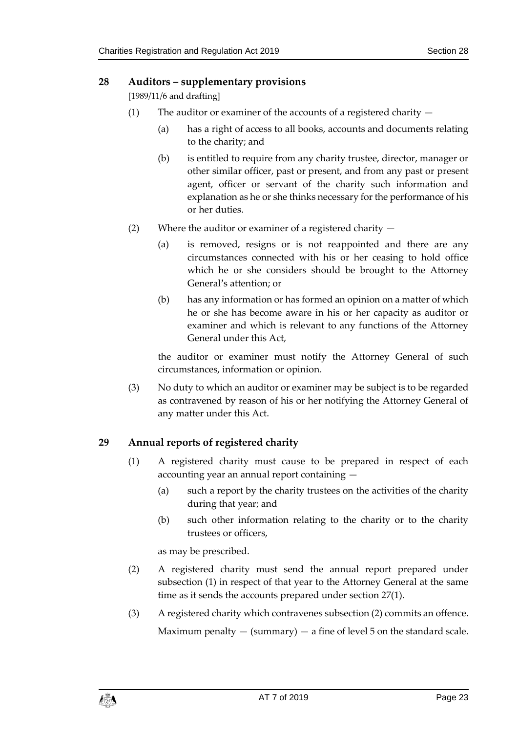## 28 Auditors – supplementary provisions

[1989/11/6 and drafting]

(1) The auditor or examiner of the accounts of a registered charity —

(a) has a right of access to all books, accounts and documents relating to the charity; and

(b) is entitled to require from any charity trustee, director, manager or other similar officer, past or present, and from any past or present agent, officer or servant of the charity such information and explanation as he or she thinks necessary for the performance of his or her duties.

(2) Where the auditor or examiner of a registered charity —

(a) is removed, resigns or is not reappointed and there are any circumstances connected with his or her ceasing to hold office which he or she considers should be brought to the Attorney General's attention; or

(b) has any information or has formed an opinion on a matter of which he or she has become aware in his or her capacity as auditor or examiner and which is relevant to any functions of the Attorney General under this Act,

the auditor or examiner must notify the Attorney General of such circumstances, information or opinion.

(3) No duty to which an auditor or examiner may be subject is to be regarded as contravened by reason of his or her notifying the Attorney General of any matter under this Act.

## 29 Annual reports of registered charity

(1) A registered charity must cause to be prepared in respect of each accounting year an annual report containing —

(a) such a report by the charity trustees on the activities of the charity during that year; and

(b) such other information relating to the charity or to the charity trustees or officers,

as may be prescribed.

(2) A registered charity must send the annual report prepared under subsection (1) in respect of that year to the Attorney General at the same time as it sends the accounts prepared under section 27(1).

(3) A registered charity which contravenes subsection (2) commits an offence.

Maximum penalty — (summary) — a fine of level 5 on the standard scale.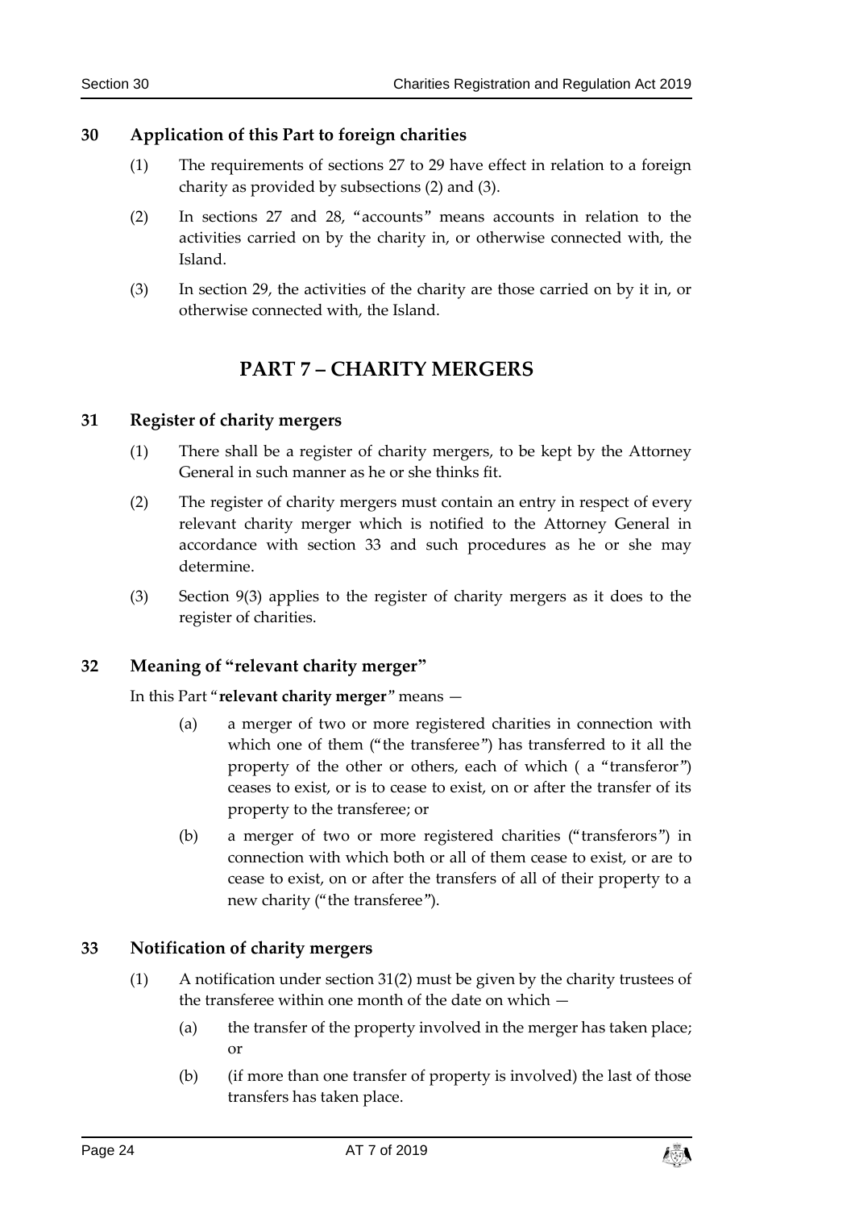### 30 Application of this Part to foreign charities

(1) The requirements of sections 27 to 29 have effect in relation to a foreign charity as provided by subsections (2) and (3).

(2) In sections 27 and 28, "accounts" means accounts in relation to the activities carried on by the charity in, or otherwise connected with, the Island.

(3) In section 29, the activities of the charity are those carried on by it in, or otherwise connected with, the Island.

## PART 7 – CHARITY MERGERS

### 31 Register of charity mergers

(1) There shall be a register of charity mergers, to be kept by the Attorney General in such manner as he or she thinks fit.

(2) The register of charity mergers must contain an entry in respect of every relevant charity merger which is notified to the Attorney General in accordance with section 33 and such procedures as he or she may determine.

(3) Section 9(3) applies to the register of charity mergers as it does to the register of charities.

### 32 Meaning of "relevant charity merger"

In this Part "**relevant charity merger**" means —

(a) a merger of two or more registered charities in connection with which one of them ("the transferee") has transferred to it all the property of the other or others, each of which ( a "transferor") ceases to exist, or is to cease to exist, on or after the transfer of its property to the transferee; or

(b) a merger of two or more registered charities ("transferors") in connection with which both or all of them cease to exist, or are to cease to exist, on or after the transfers of all of their property to a new charity ("the transferee").

### 33 Notification of charity mergers

(1) A notification under section 31(2) must be given by the charity trustees of the transferee within one month of the date on which —

(a) the transfer of the property involved in the merger has taken place; or

(b) (if more than one transfer of property is involved) the last of those transfers has taken place.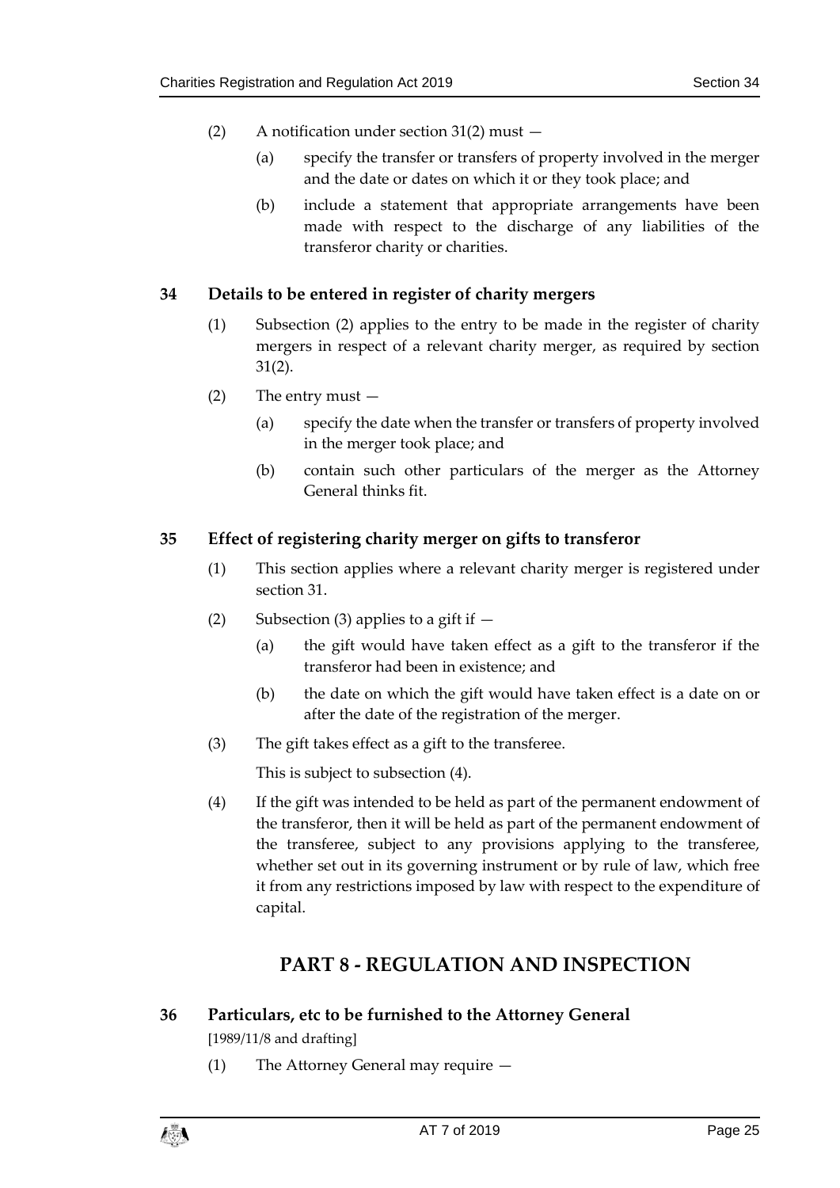(2) A notification under section 31(2) must —

(a) specify the transfer or transfers of property involved in the merger and the date or dates on which it or they took place; and

(b) include a statement that appropriate arrangements have been made with respect to the discharge of any liabilities of the transferor charity or charities.

### 34 Details to be entered in register of charity mergers

(1) Subsection (2) applies to the entry to be made in the register of charity mergers in respect of a relevant charity merger, as required by section 31(2).

(2) The entry must —

(a) specify the date when the transfer or transfers of property involved in the merger took place; and

(b) contain such other particulars of the merger as the Attorney General thinks fit.

### 35 Effect of registering charity merger on gifts to transferor

(1) This section applies where a relevant charity merger is registered under section 31.

(2) Subsection (3) applies to a gift if —

(a) the gift would have taken effect as a gift to the transferor if the transferor had been in existence; and

(b) the date on which the gift would have taken effect is a date on or after the date of the registration of the merger.

(3) The gift takes effect as a gift to the transferee.

This is subject to subsection (4).

(4) If the gift was intended to be held as part of the permanent endowment of the transferor, then it will be held as part of the permanent endowment of the transferee, subject to any provisions applying to the transferee, whether set out in its governing instrument or by rule of law, which free it from any restrictions imposed by law with respect to the expenditure of capital.

## PART 8 - REGULATION AND INSPECTION

### 36 Particulars, etc to be furnished to the Attorney General

[1989/11/8 and drafting]

(1) The Attorney General may require —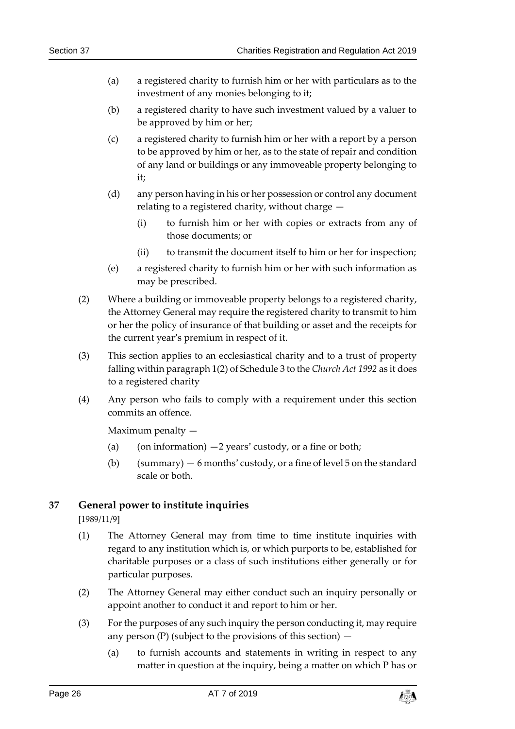(a) a registered charity to furnish him or her with particulars as to the investment of any monies belonging to it;

(b) a registered charity to have such investment valued by a valuer to be approved by him or her;

(c) a registered charity to furnish him or her with a report by a person to be approved by him or her, as to the state of repair and condition of any land or buildings or any immoveable property belonging to it;

(d) any person having in his or her possession or control any document relating to a registered charity, without charge —

  (i) to furnish him or her with copies or extracts from any of those documents; or

  (ii) to transmit the document itself to him or her for inspection;

(e) a registered charity to furnish him or her with such information as may be prescribed.

(2) Where a building or immoveable property belongs to a registered charity, the Attorney General may require the registered charity to transmit to him or her the policy of insurance of that building or asset and the receipts for the current year's premium in respect of it.

(3) This section applies to an ecclesiastical charity and to a trust of property falling within paragraph 1(2) of Schedule 3 to the *Church Act 1992* as it does to a registered charity

(4) Any person who fails to comply with a requirement under this section commits an offence.

Maximum penalty —

(a) (on information) —2 years' custody, or a fine or both;

(b) (summary) — 6 months' custody, or a fine of level 5 on the standard scale or both.

## 37 General power to institute inquiries

[1989/11/9]

(1) The Attorney General may from time to time institute inquiries with regard to any institution which is, or which purports to be, established for charitable purposes or a class of such institutions either generally or for particular purposes.

(2) The Attorney General may either conduct such an inquiry personally or appoint another to conduct it and report to him or her.

(3) For the purposes of any such inquiry the person conducting it, may require any person (P) (subject to the provisions of this section) —

(a) to furnish accounts and statements in writing in respect to any matter in question at the inquiry, being a matter on which P has or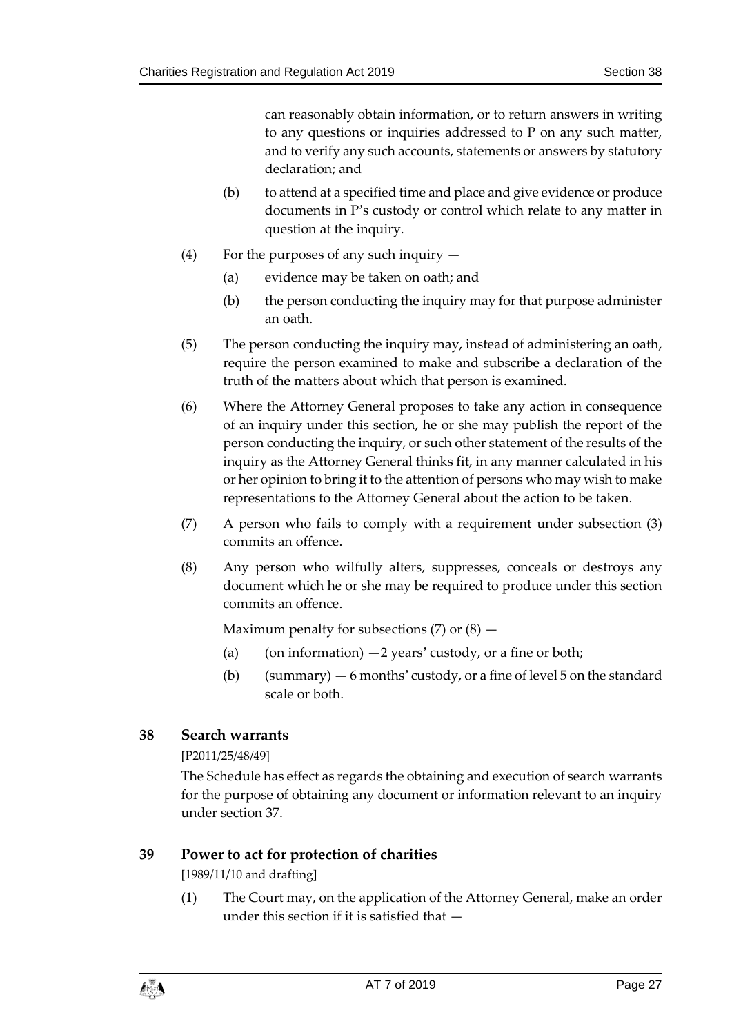can reasonably obtain information, or to return answers in writing to any questions or inquiries addressed to P on any such matter, and to verify any such accounts, statements or answers by statutory declaration; and

(b) to attend at a specified time and place and give evidence or produce documents in P's custody or control which relate to any matter in question at the inquiry.

(4) For the purposes of any such inquiry —

(a) evidence may be taken on oath; and

(b) the person conducting the inquiry may for that purpose administer an oath.

(5) The person conducting the inquiry may, instead of administering an oath, require the person examined to make and subscribe a declaration of the truth of the matters about which that person is examined.

(6) Where the Attorney General proposes to take any action in consequence of an inquiry under this section, he or she may publish the report of the person conducting the inquiry, or such other statement of the results of the inquiry as the Attorney General thinks fit, in any manner calculated in his or her opinion to bring it to the attention of persons who may wish to make representations to the Attorney General about the action to be taken.

(7) A person who fails to comply with a requirement under subsection (3) commits an offence.

(8) Any person who wilfully alters, suppresses, conceals or destroys any document which he or she may be required to produce under this section commits an offence.

Maximum penalty for subsections (7) or (8) —

(a) (on information) —2 years' custody, or a fine or both;

(b) (summary) — 6 months' custody, or a fine of level 5 on the standard scale or both.

## 38 Search warrants

[P2011/25/48/49]

The Schedule has effect as regards the obtaining and execution of search warrants for the purpose of obtaining any document or information relevant to an inquiry under section 37.

## 39 Power to act for protection of charities

[1989/11/10 and drafting]

(1) The Court may, on the application of the Attorney General, make an order under this section if it is satisfied that —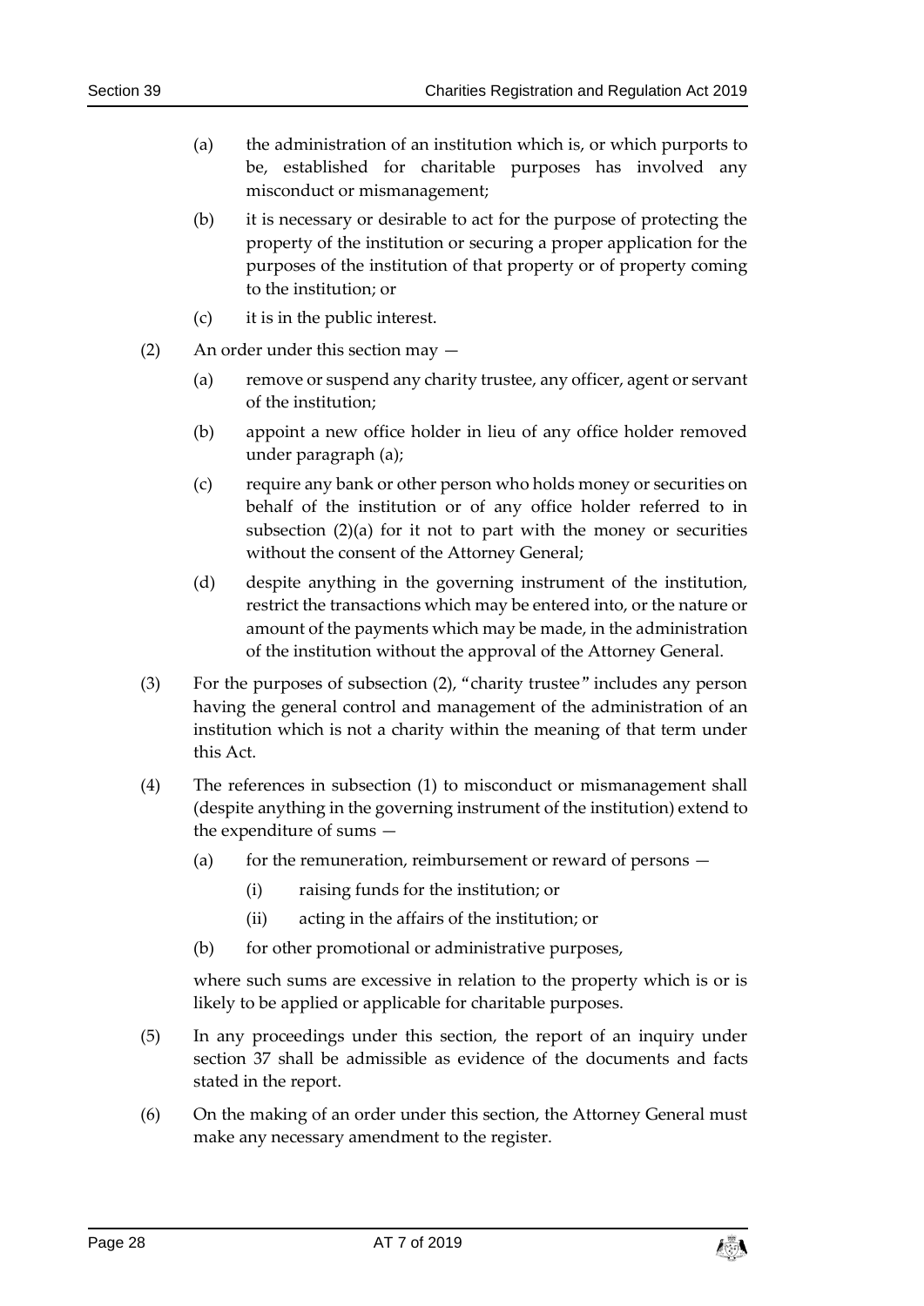(a) the administration of an institution which is, or which purports to be, established for charitable purposes has involved any misconduct or mismanagement;

(b) it is necessary or desirable to act for the purpose of protecting the property of the institution or securing a proper application for the purposes of the institution of that property or of property coming to the institution; or

(c) it is in the public interest.

(2) An order under this section may —

(a) remove or suspend any charity trustee, any officer, agent or servant of the institution;

(b) appoint a new office holder in lieu of any office holder removed under paragraph (a);

(c) require any bank or other person who holds money or securities on behalf of the institution or of any office holder referred to in subsection (2)(a) for it not to part with the money or securities without the consent of the Attorney General;

(d) despite anything in the governing instrument of the institution, restrict the transactions which may be entered into, or the nature or amount of the payments which may be made, in the administration of the institution without the approval of the Attorney General.

(3) For the purposes of subsection (2), "charity trustee" includes any person having the general control and management of the administration of an institution which is not a charity within the meaning of that term under this Act.

(4) The references in subsection (1) to misconduct or mismanagement shall (despite anything in the governing instrument of the institution) extend to the expenditure of sums —

(a) for the remuneration, reimbursement or reward of persons —

(i) raising funds for the institution; or

(ii) acting in the affairs of the institution; or

(b) for other promotional or administrative purposes,

where such sums are excessive in relation to the property which is or is likely to be applied or applicable for charitable purposes.

(5) In any proceedings under this section, the report of an inquiry under section 37 shall be admissible as evidence of the documents and facts stated in the report.

(6) On the making of an order under this section, the Attorney General must make any necessary amendment to the register.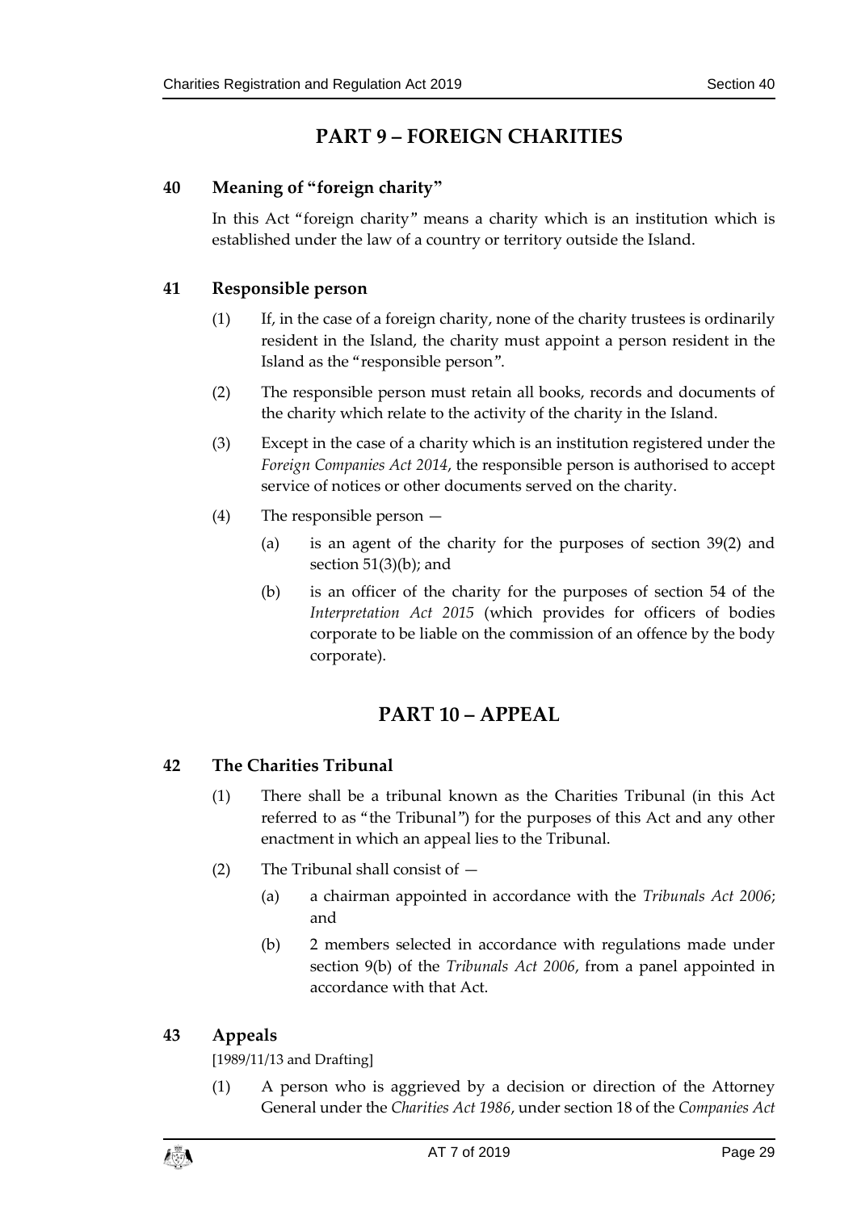# PART 9 – FOREIGN CHARITIES

## 40 Meaning of "foreign charity"

In this Act "foreign charity" means a charity which is an institution which is established under the law of a country or territory outside the Island.

## 41 Responsible person

(1) If, in the case of a foreign charity, none of the charity trustees is ordinarily resident in the Island, the charity must appoint a person resident in the Island as the "responsible person".

(2) The responsible person must retain all books, records and documents of the charity which relate to the activity of the charity in the Island.

(3) Except in the case of a charity which is an institution registered under the *Foreign Companies Act 2014*, the responsible person is authorised to accept service of notices or other documents served on the charity.

(4) The responsible person —

(a) is an agent of the charity for the purposes of section 39(2) and section 51(3)(b); and

(b) is an officer of the charity for the purposes of section 54 of the *Interpretation Act 2015* (which provides for officers of bodies corporate to be liable on the commission of an offence by the body corporate).

# PART 10 – APPEAL

## 42 The Charities Tribunal

(1) There shall be a tribunal known as the Charities Tribunal (in this Act referred to as "the Tribunal") for the purposes of this Act and any other enactment in which an appeal lies to the Tribunal.

(2) The Tribunal shall consist of —

(a) a chairman appointed in accordance with the *Tribunals Act 2006*; and

(b) 2 members selected in accordance with regulations made under section 9(b) of the *Tribunals Act 2006*, from a panel appointed in accordance with that Act.

## 43 Appeals

[1989/11/13 and Drafting]

(1) A person who is aggrieved by a decision or direction of the Attorney General under the *Charities Act 1986*, under section 18 of the *Companies Act*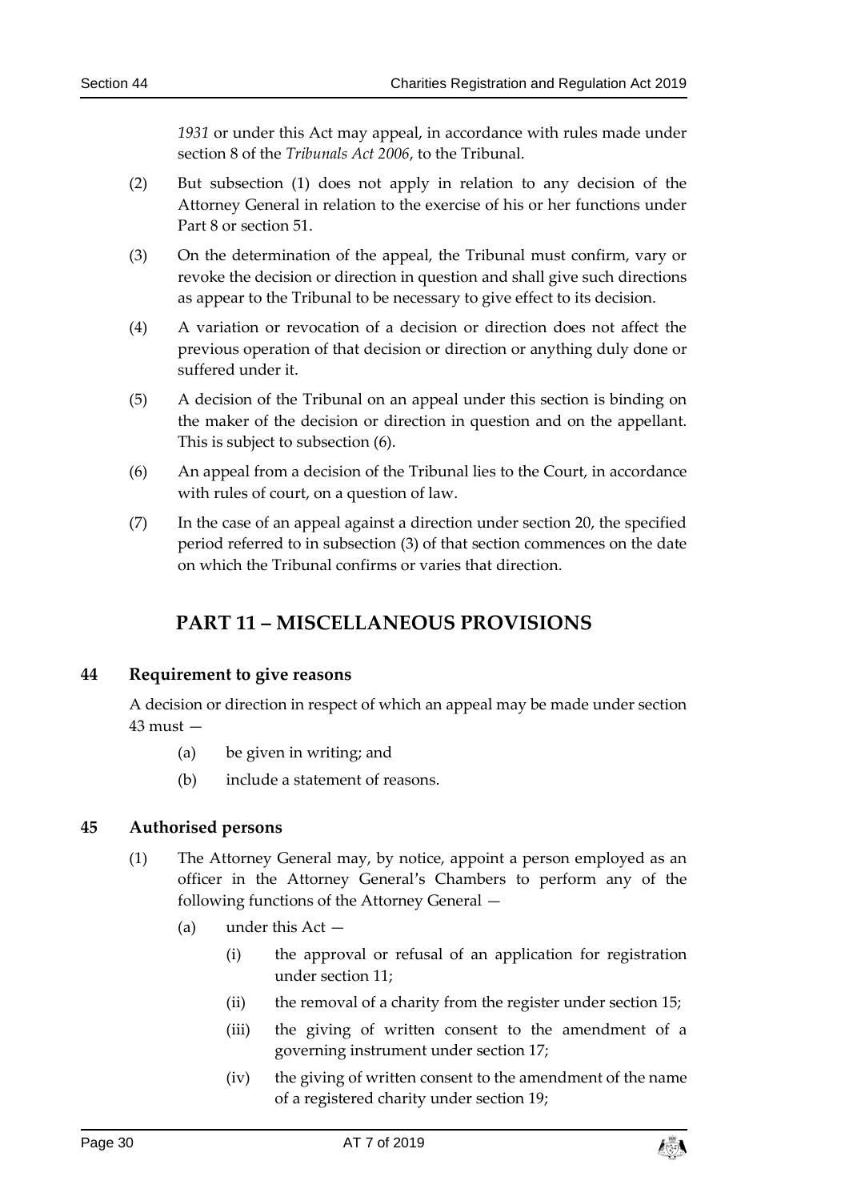*1931* or under this Act may appeal, in accordance with rules made under section 8 of the *Tribunals Act 2006*, to the Tribunal.

(2) But subsection (1) does not apply in relation to any decision of the Attorney General in relation to the exercise of his or her functions under Part 8 or section 51.

(3) On the determination of the appeal, the Tribunal must confirm, vary or revoke the decision or direction in question and shall give such directions as appear to the Tribunal to be necessary to give effect to its decision.

(4) A variation or revocation of a decision or direction does not affect the previous operation of that decision or direction or anything duly done or suffered under it.

(5) A decision of the Tribunal on an appeal under this section is binding on the maker of the decision or direction in question and on the appellant. This is subject to subsection (6).

(6) An appeal from a decision of the Tribunal lies to the Court, in accordance with rules of court, on a question of law.

(7) In the case of an appeal against a direction under section 20, the specified period referred to in subsection (3) of that section commences on the date on which the Tribunal confirms or varies that direction.

# PART 11 – MISCELLANEOUS PROVISIONS

## 44 Requirement to give reasons

A decision or direction in respect of which an appeal may be made under section 43 must —

(a) be given in writing; and

(b) include a statement of reasons.

## 45 Authorised persons

(1) The Attorney General may, by notice, appoint a person employed as an officer in the Attorney General's Chambers to perform any of the following functions of the Attorney General —

(a) under this Act —

(i) the approval or refusal of an application for registration under section 11;

(ii) the removal of a charity from the register under section 15;

(iii) the giving of written consent to the amendment of a governing instrument under section 17;

(iv) the giving of written consent to the amendment of the name of a registered charity under section 19;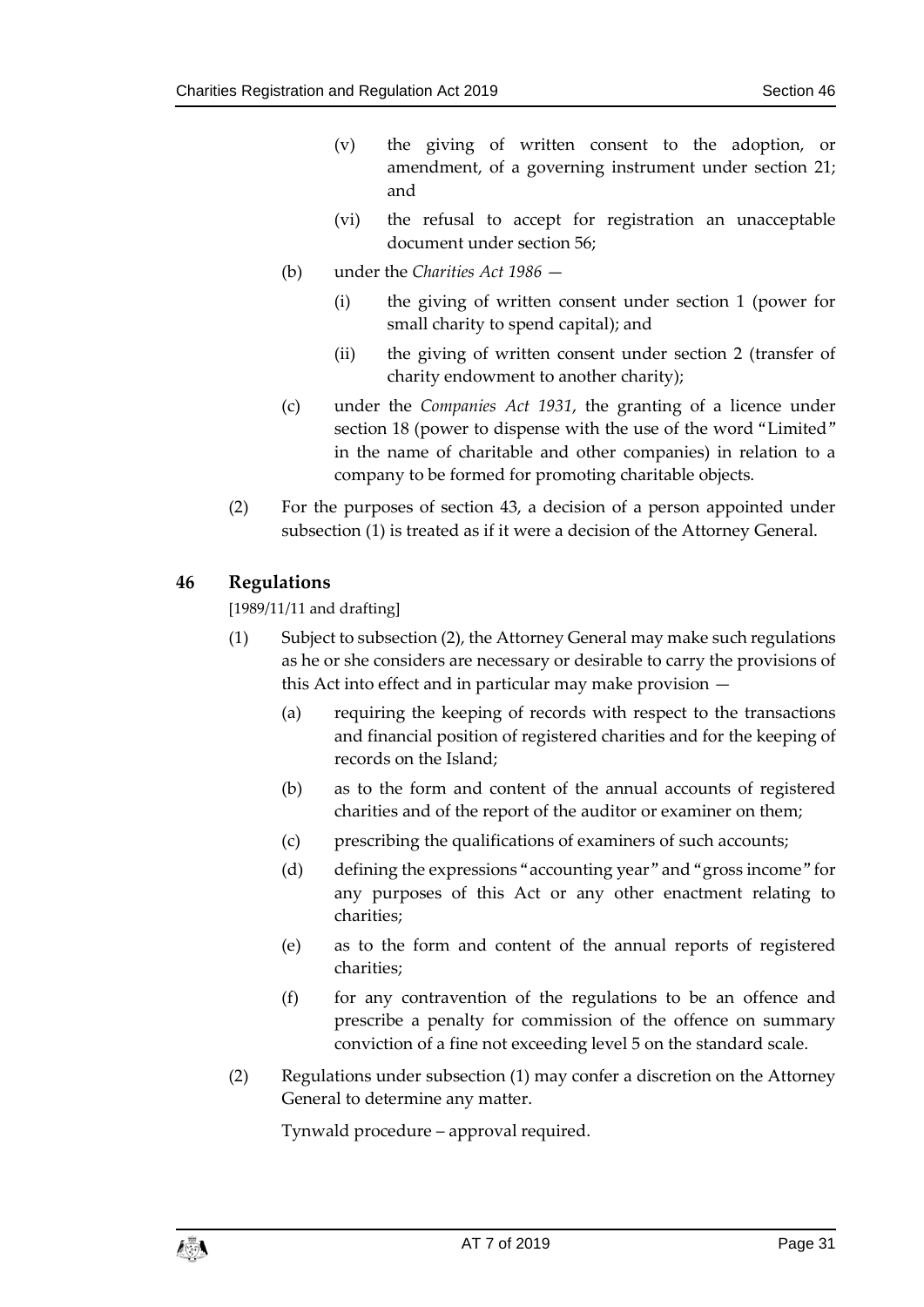(v) the giving of written consent to the adoption, or amendment, of a governing instrument under section 21; and

(vi) the refusal to accept for registration an unacceptable document under section 56;

(b) under the *Charities Act 1986* —

(i) the giving of written consent under section 1 (power for small charity to spend capital); and

(ii) the giving of written consent under section 2 (transfer of charity endowment to another charity);

(c) under the *Companies Act 1931*, the granting of a licence under section 18 (power to dispense with the use of the word "Limited" in the name of charitable and other companies) in relation to a company to be formed for promoting charitable objects.

(2) For the purposes of section 43, a decision of a person appointed under subsection (1) is treated as if it were a decision of the Attorney General.

## 46 Regulations

[1989/11/11 and drafting]

(1) Subject to subsection (2), the Attorney General may make such regulations as he or she considers are necessary or desirable to carry the provisions of this Act into effect and in particular may make provision —

(a) requiring the keeping of records with respect to the transactions and financial position of registered charities and for the keeping of records on the Island;

(b) as to the form and content of the annual accounts of registered charities and of the report of the auditor or examiner on them;

(c) prescribing the qualifications of examiners of such accounts;

(d) defining the expressions "accounting year" and "gross income" for any purposes of this Act or any other enactment relating to charities;

(e) as to the form and content of the annual reports of registered charities;

(f) for any contravention of the regulations to be an offence and prescribe a penalty for commission of the offence on summary conviction of a fine not exceeding level 5 on the standard scale.

(2) Regulations under subsection (1) may confer a discretion on the Attorney General to determine any matter.

Tynwald procedure – approval required.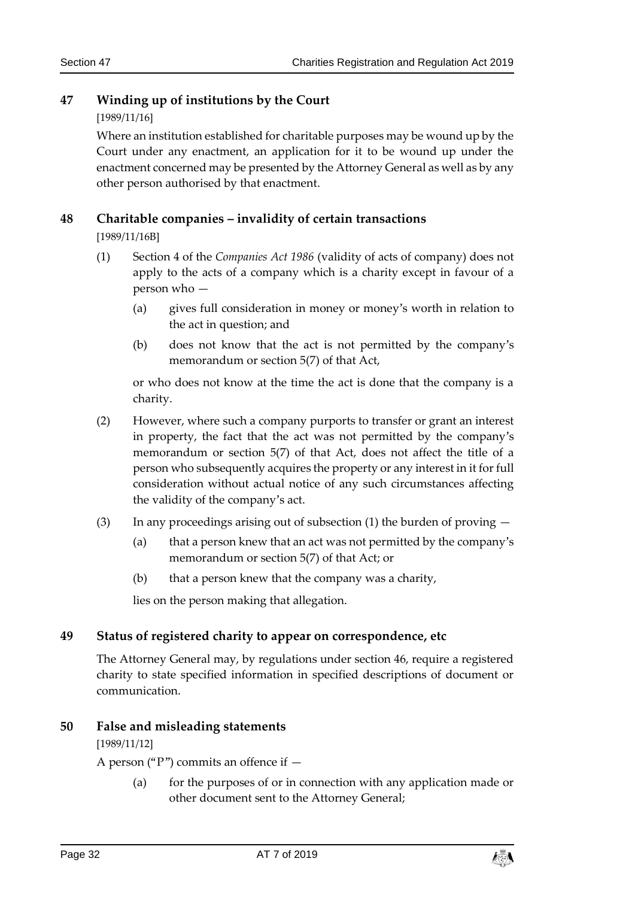## 47 Winding up of institutions by the Court

[1989/11/16]

Where an institution established for charitable purposes may be wound up by the Court under any enactment, an application for it to be wound up under the enactment concerned may be presented by the Attorney General as well as by any other person authorised by that enactment.

## 48 Charitable companies – invalidity of certain transactions

[1989/11/16B]

(1) Section 4 of the *Companies Act 1986* (validity of acts of company) does not apply to the acts of a company which is a charity except in favour of a person who —

(a) gives full consideration in money or money's worth in relation to the act in question; and

(b) does not know that the act is not permitted by the company's memorandum or section 5(7) of that Act,

or who does not know at the time the act is done that the company is a charity.

(2) However, where such a company purports to transfer or grant an interest in property, the fact that the act was not permitted by the company's memorandum or section 5(7) of that Act, does not affect the title of a person who subsequently acquires the property or any interest in it for full consideration without actual notice of any such circumstances affecting the validity of the company's act.

(3) In any proceedings arising out of subsection (1) the burden of proving —

(a) that a person knew that an act was not permitted by the company's memorandum or section 5(7) of that Act; or

(b) that a person knew that the company was a charity,

lies on the person making that allegation.

## 49 Status of registered charity to appear on correspondence, etc

The Attorney General may, by regulations under section 46, require a registered charity to state specified information in specified descriptions of document or communication.

## 50 False and misleading statements

[1989/11/12]

A person ("P") commits an offence if —

(a) for the purposes of or in connection with any application made or other document sent to the Attorney General;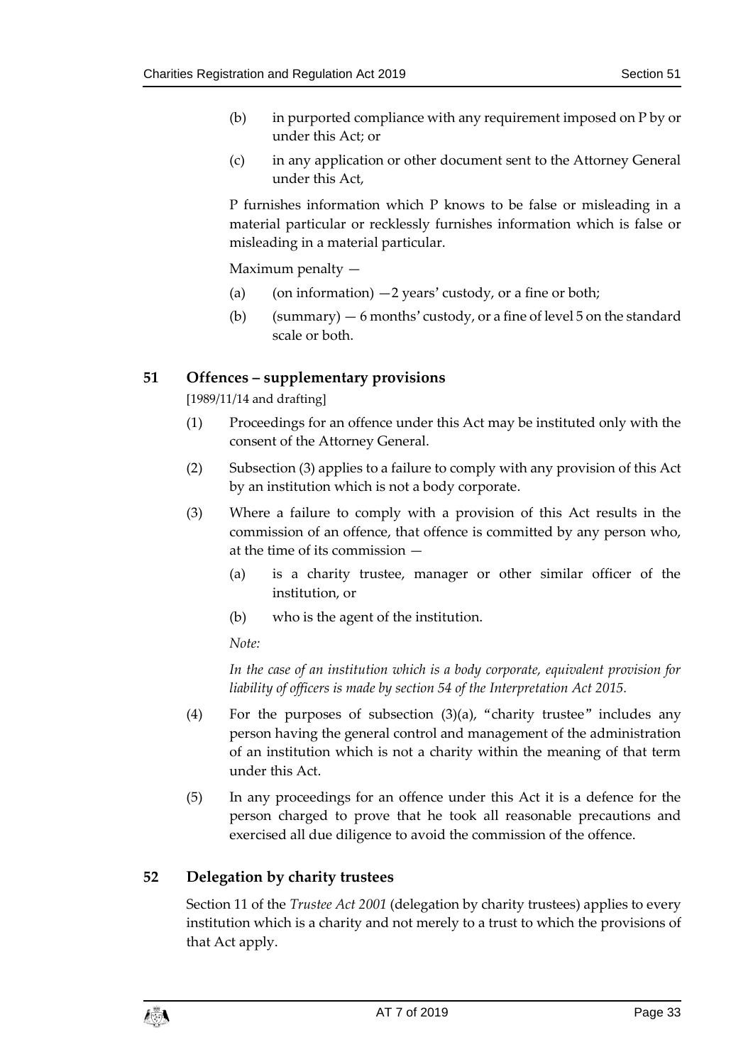(b) in purported compliance with any requirement imposed on P by or under this Act; or

(c) in any application or other document sent to the Attorney General under this Act,

P furnishes information which P knows to be false or misleading in a material particular or recklessly furnishes information which is false or misleading in a material particular.

Maximum penalty —

(a) (on information) —2 years' custody, or a fine or both;

(b) (summary) — 6 months' custody, or a fine of level 5 on the standard scale or both.

## 51 Offences – supplementary provisions

[1989/11/14 and drafting]

(1) Proceedings for an offence under this Act may be instituted only with the consent of the Attorney General.

(2) Subsection (3) applies to a failure to comply with any provision of this Act by an institution which is not a body corporate.

(3) Where a failure to comply with a provision of this Act results in the commission of an offence, that offence is committed by any person who, at the time of its commission —

(a) is a charity trustee, manager or other similar officer of the institution, or

(b) who is the agent of the institution.

*Note:*

*In the case of an institution which is a body corporate, equivalent provision for liability of officers is made by section 54 of the Interpretation Act 2015.*

(4) For the purposes of subsection (3)(a), "charity trustee" includes any person having the general control and management of the administration of an institution which is not a charity within the meaning of that term under this Act.

(5) In any proceedings for an offence under this Act it is a defence for the person charged to prove that he took all reasonable precautions and exercised all due diligence to avoid the commission of the offence.

## 52 Delegation by charity trustees

Section 11 of the *Trustee Act 2001* (delegation by charity trustees) applies to every institution which is a charity and not merely to a trust to which the provisions of that Act apply.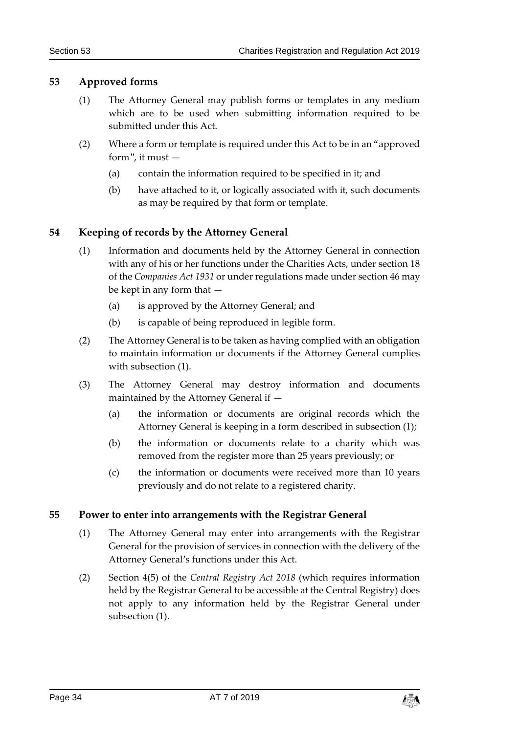## 53 Approved forms

(1) The Attorney General may publish forms or templates in any medium which are to be used when submitting information required to be submitted under this Act.

(2) Where a form or template is required under this Act to be in an "approved form", it must —

(a) contain the information required to be specified in it; and

(b) have attached to it, or logically associated with it, such documents as may be required by that form or template.

## 54 Keeping of records by the Attorney General

(1) Information and documents held by the Attorney General in connection with any of his or her functions under the Charities Acts, under section 18 of the *Companies Act 1931* or under regulations made under section 46 may be kept in any form that —

(a) is approved by the Attorney General; and

(b) is capable of being reproduced in legible form.

(2) The Attorney General is to be taken as having complied with an obligation to maintain information or documents if the Attorney General complies with subsection (1).

(3) The Attorney General may destroy information and documents maintained by the Attorney General if —

(a) the information or documents are original records which the Attorney General is keeping in a form described in subsection (1);

(b) the information or documents relate to a charity which was removed from the register more than 25 years previously; or

(c) the information or documents were received more than 10 years previously and do not relate to a registered charity.

## 55 Power to enter into arrangements with the Registrar General

(1) The Attorney General may enter into arrangements with the Registrar General for the provision of services in connection with the delivery of the Attorney General's functions under this Act.

(2) Section 4(5) of the *Central Registry Act 2018* (which requires information held by the Registrar General to be accessible at the Central Registry) does not apply to any information held by the Registrar General under subsection (1).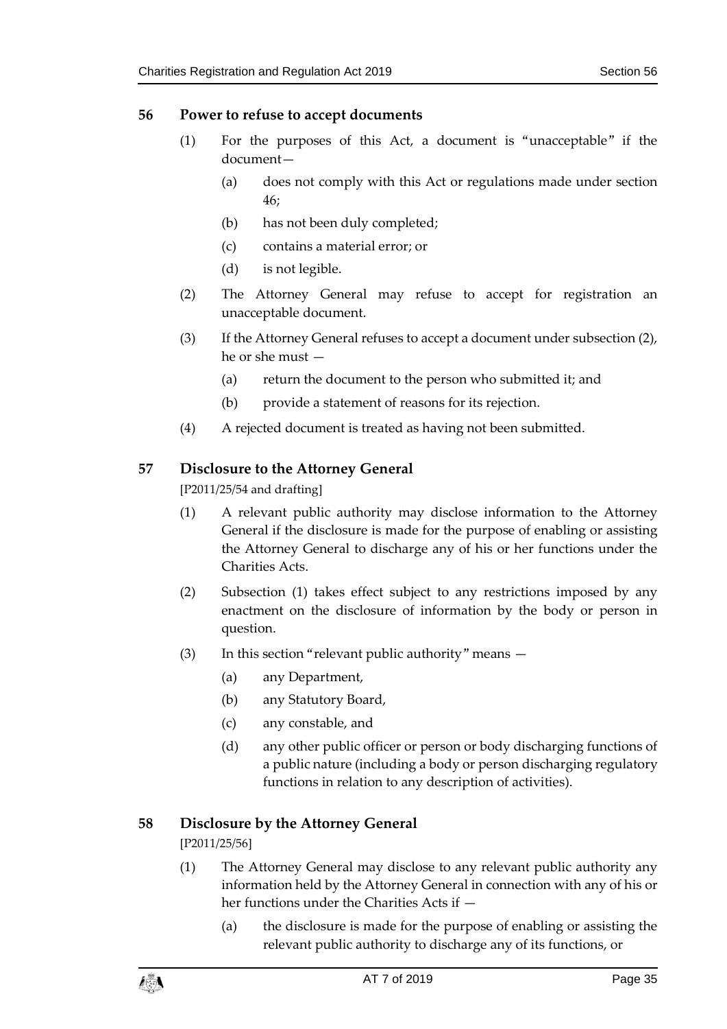## 56 Power to refuse to accept documents

(1) For the purposes of this Act, a document is "unacceptable" if the document—

(a) does not comply with this Act or regulations made under section 46;

(b) has not been duly completed;

(c) contains a material error; or

(d) is not legible.

(2) The Attorney General may refuse to accept for registration an unacceptable document.

(3) If the Attorney General refuses to accept a document under subsection (2), he or she must —

(a) return the document to the person who submitted it; and

(b) provide a statement of reasons for its rejection.

(4) A rejected document is treated as having not been submitted.

## 57 Disclosure to the Attorney General

[P2011/25/54 and drafting]

(1) A relevant public authority may disclose information to the Attorney General if the disclosure is made for the purpose of enabling or assisting the Attorney General to discharge any of his or her functions under the Charities Acts.

(2) Subsection (1) takes effect subject to any restrictions imposed by any enactment on the disclosure of information by the body or person in question.

(3) In this section "relevant public authority" means —

(a) any Department,

(b) any Statutory Board,

(c) any constable, and

(d) any other public officer or person or body discharging functions of a public nature (including a body or person discharging regulatory functions in relation to any description of activities).

## 58 Disclosure by the Attorney General

[P2011/25/56]

(1) The Attorney General may disclose to any relevant public authority any information held by the Attorney General in connection with any of his or her functions under the Charities Acts if —

(a) the disclosure is made for the purpose of enabling or assisting the relevant public authority to discharge any of its functions, or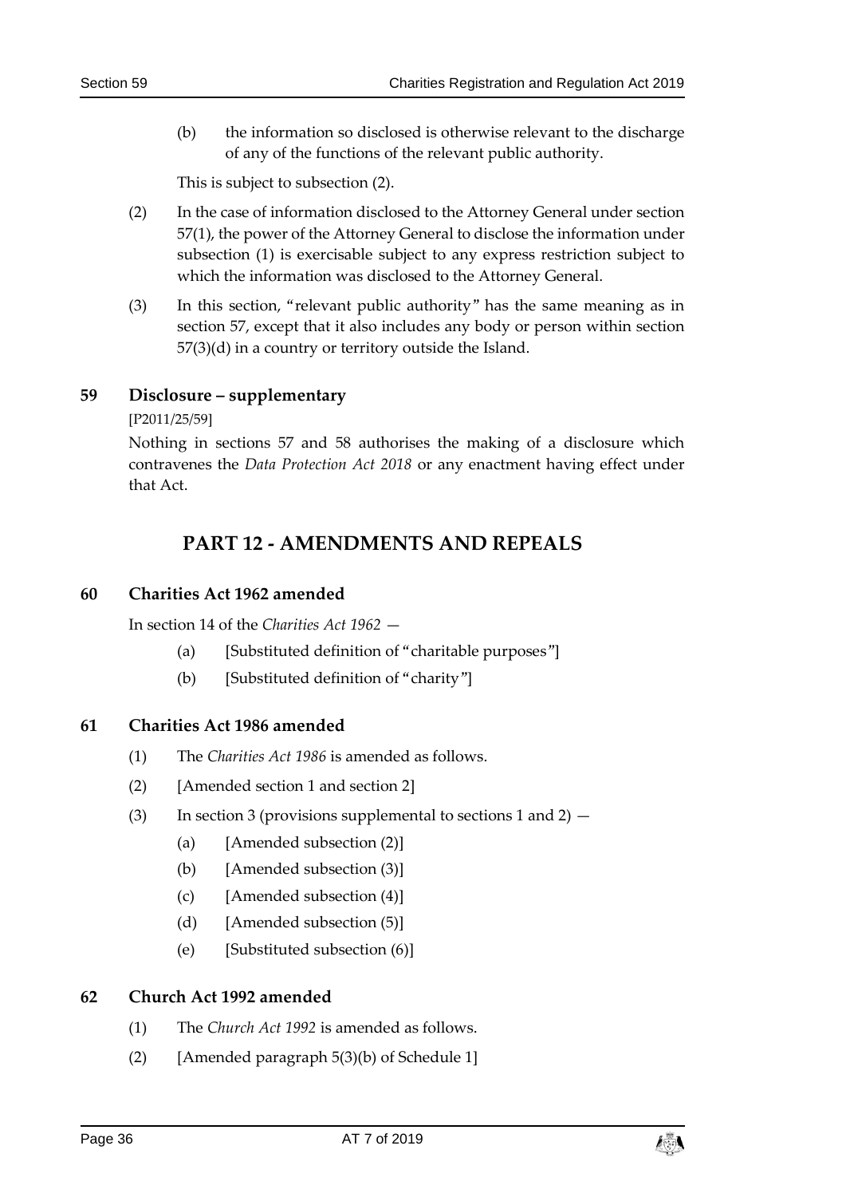(b) the information so disclosed is otherwise relevant to the discharge of any of the functions of the relevant public authority.

This is subject to subsection (2).

(2) In the case of information disclosed to the Attorney General under section 57(1), the power of the Attorney General to disclose the information under subsection (1) is exercisable subject to any express restriction subject to which the information was disclosed to the Attorney General.

(3) In this section, "relevant public authority" has the same meaning as in section 57, except that it also includes any body or person within section 57(3)(d) in a country or territory outside the Island.

### 59 Disclosure – supplementary

[P2011/25/59]

Nothing in sections 57 and 58 authorises the making of a disclosure which contravenes the *Data Protection Act 2018* or any enactment having effect under that Act.

## PART 12 - AMENDMENTS AND REPEALS

### 60 Charities Act 1962 amended

In section 14 of the *Charities Act 1962* —

(a) [Substituted definition of "charitable purposes"]

(b) [Substituted definition of "charity"]

### 61 Charities Act 1986 amended

(1) The *Charities Act 1986* is amended as follows.

(2) [Amended section 1 and section 2]

(3) In section 3 (provisions supplemental to sections 1 and 2) —

(a) [Amended subsection (2)]

(b) [Amended subsection (3)]

(c) [Amended subsection (4)]

(d) [Amended subsection (5)]

(e) [Substituted subsection (6)]

### 62 Church Act 1992 amended

(1) The *Church Act 1992* is amended as follows.

(2) [Amended paragraph 5(3)(b) of Schedule 1]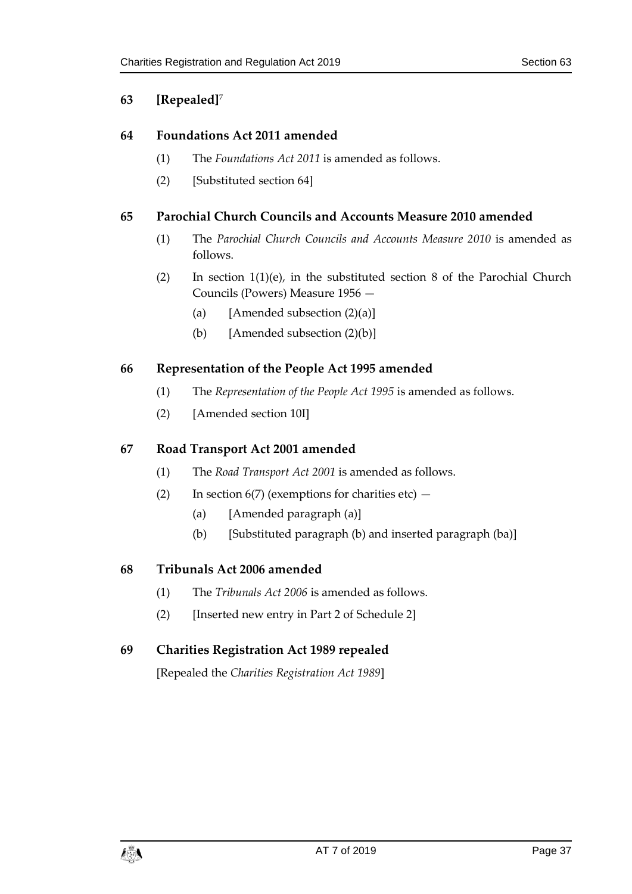## 63 [Repealed][7]

## 64 Foundations Act 2011 amended

(1) The *Foundations Act 2011* is amended as follows.

(2) [Substituted section 64]

## 65 Parochial Church Councils and Accounts Measure 2010 amended

(1) The *Parochial Church Councils and Accounts Measure 2010* is amended as follows.

(2) In section 1(1)(e), in the substituted section 8 of the Parochial Church Councils (Powers) Measure 1956 —

(a) [Amended subsection (2)(a)]

(b) [Amended subsection (2)(b)]

## 66 Representation of the People Act 1995 amended

(1) The *Representation of the People Act 1995* is amended as follows.

(2) [Amended section 10I]

## 67 Road Transport Act 2001 amended

(1) The *Road Transport Act 2001* is amended as follows.

(2) In section 6(7) (exemptions for charities etc) —

(a) [Amended paragraph (a)]

(b) [Substituted paragraph (b) and inserted paragraph (ba)]

## 68 Tribunals Act 2006 amended

(1) The *Tribunals Act 2006* is amended as follows.

(2) [Inserted new entry in Part 2 of Schedule 2]

## 69 Charities Registration Act 1989 repealed

[Repealed the *Charities Registration Act 1989*]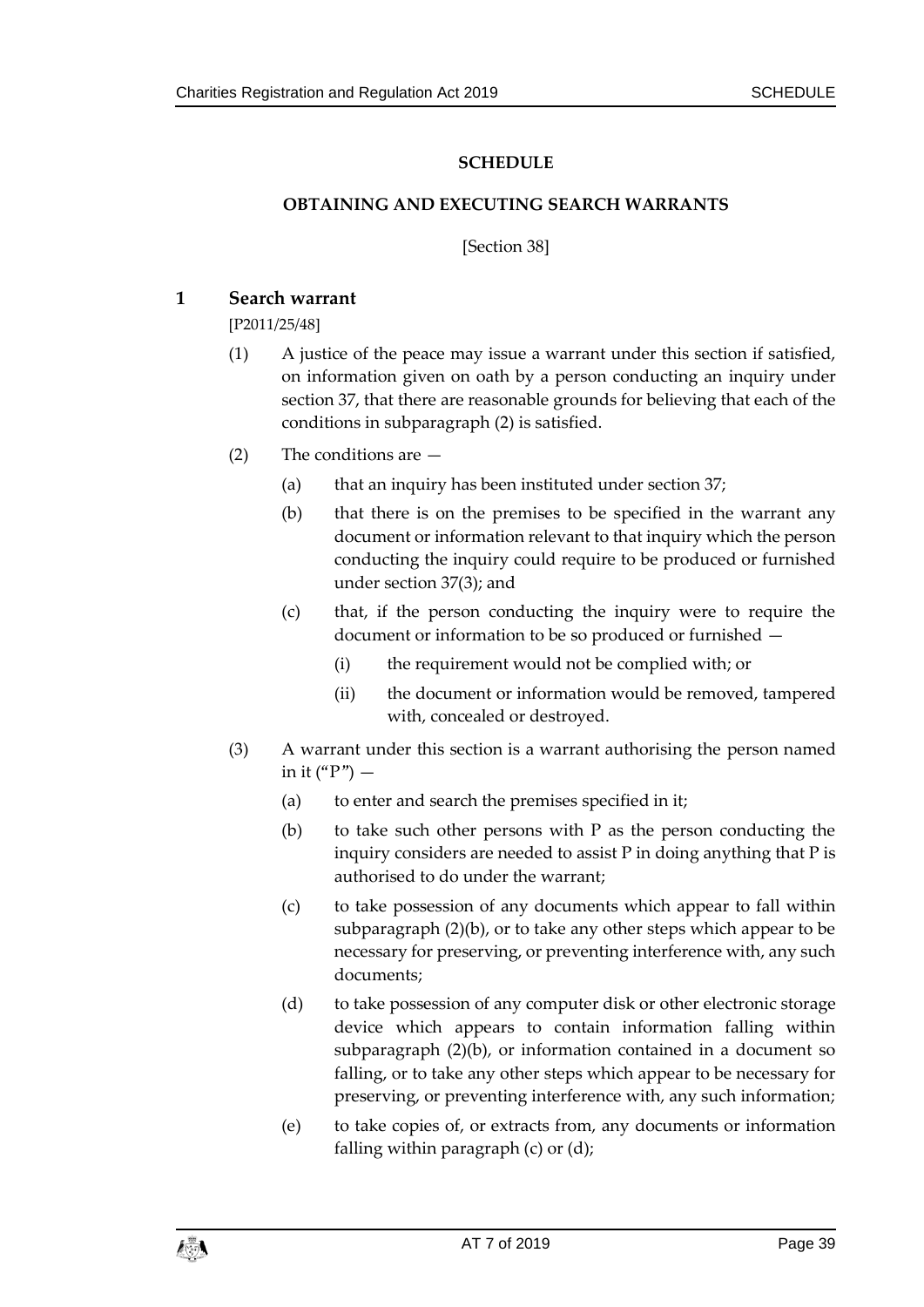# SCHEDULE

## OBTAINING AND EXECUTING SEARCH WARRANTS

[Section 38]

### 1 Search warrant

[P2011/25/48]

(1) A justice of the peace may issue a warrant under this section if satisfied, on information given on oath by a person conducting an inquiry under section 37, that there are reasonable grounds for believing that each of the conditions in subparagraph (2) is satisfied.

(2) The conditions are —

(a) that an inquiry has been instituted under section 37;

(b) that there is on the premises to be specified in the warrant any document or information relevant to that inquiry which the person conducting the inquiry could require to be produced or furnished under section 37(3); and

(c) that, if the person conducting the inquiry were to require the document or information to be so produced or furnished —

(i) the requirement would not be complied with; or

(ii) the document or information would be removed, tampered with, concealed or destroyed.

(3) A warrant under this section is a warrant authorising the person named in it ("P") —

(a) to enter and search the premises specified in it;

(b) to take such other persons with P as the person conducting the inquiry considers are needed to assist P in doing anything that P is authorised to do under the warrant;

(c) to take possession of any documents which appear to fall within subparagraph (2)(b), or to take any other steps which appear to be necessary for preserving, or preventing interference with, any such documents;

(d) to take possession of any computer disk or other electronic storage device which appears to contain information falling within subparagraph (2)(b), or information contained in a document so falling, or to take any other steps which appear to be necessary for preserving, or preventing interference with, any such information;

(e) to take copies of, or extracts from, any documents or information falling within paragraph (c) or (d);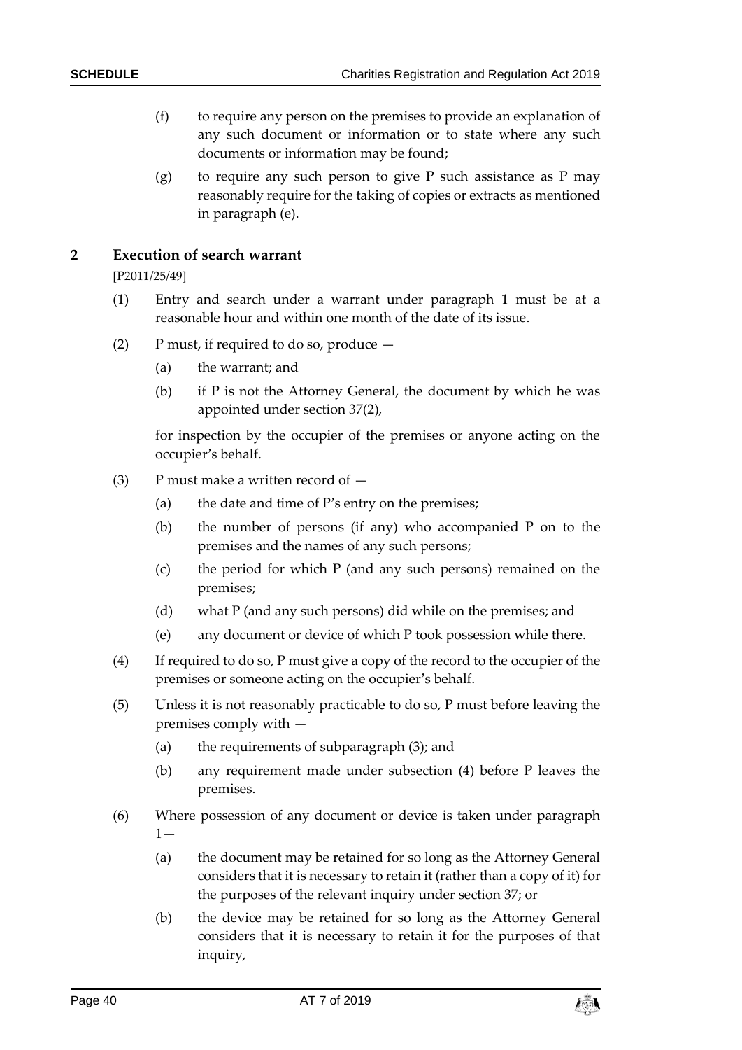(f) to require any person on the premises to provide an explanation of any such document or information or to state where any such documents or information may be found;

(g) to require any such person to give P such assistance as P may reasonably require for the taking of copies or extracts as mentioned in paragraph (e).

## 2 Execution of search warrant

[P2011/25/49]

(1) Entry and search under a warrant under paragraph 1 must be at a reasonable hour and within one month of the date of its issue.

(2) P must, if required to do so, produce —

(a) the warrant; and

(b) if P is not the Attorney General, the document by which he was appointed under section 37(2),

for inspection by the occupier of the premises or anyone acting on the occupier's behalf.

(3) P must make a written record of —

(a) the date and time of P's entry on the premises;

(b) the number of persons (if any) who accompanied P on to the premises and the names of any such persons;

(c) the period for which P (and any such persons) remained on the premises;

(d) what P (and any such persons) did while on the premises; and

(e) any document or device of which P took possession while there.

(4) If required to do so, P must give a copy of the record to the occupier of the premises or someone acting on the occupier's behalf.

(5) Unless it is not reasonably practicable to do so, P must before leaving the premises comply with —

(a) the requirements of subparagraph (3); and

(b) any requirement made under subsection (4) before P leaves the premises.

(6) Where possession of any document or device is taken under paragraph 1—

(a) the document may be retained for so long as the Attorney General considers that it is necessary to retain it (rather than a copy of it) for the purposes of the relevant inquiry under section 37; or

(b) the device may be retained for so long as the Attorney General considers that it is necessary to retain it for the purposes of that inquiry,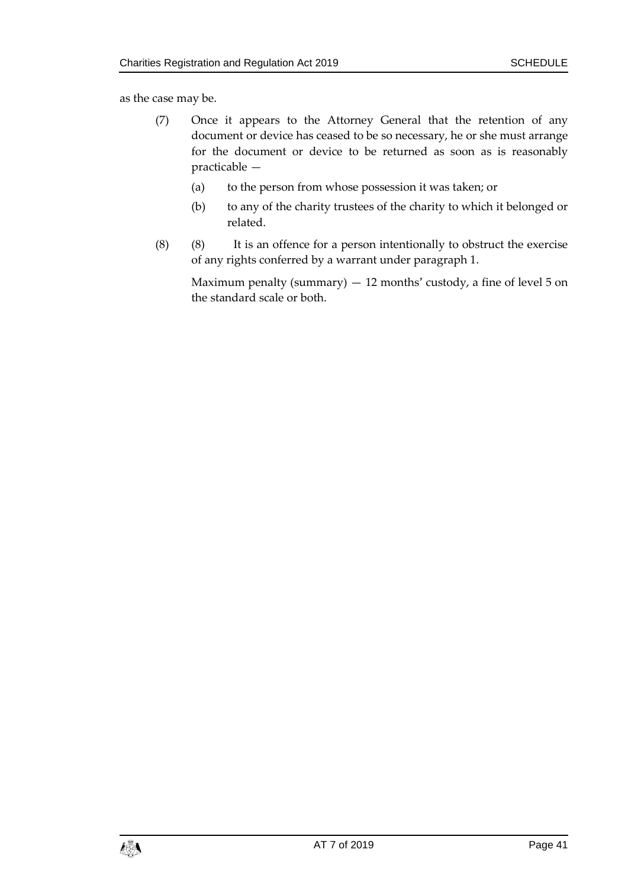as the case may be.

(7) Once it appears to the Attorney General that the retention of any document or device has ceased to be so necessary, he or she must arrange for the document or device to be returned as soon as is reasonably practicable —

(a) to the person from whose possession it was taken; or

(b) to any of the charity trustees of the charity to which it belonged or related.

(8) (8) It is an offence for a person intentionally to obstruct the exercise of any rights conferred by a warrant under paragraph 1.

Maximum penalty (summary) — 12 months' custody, a fine of level 5 on the standard scale or both.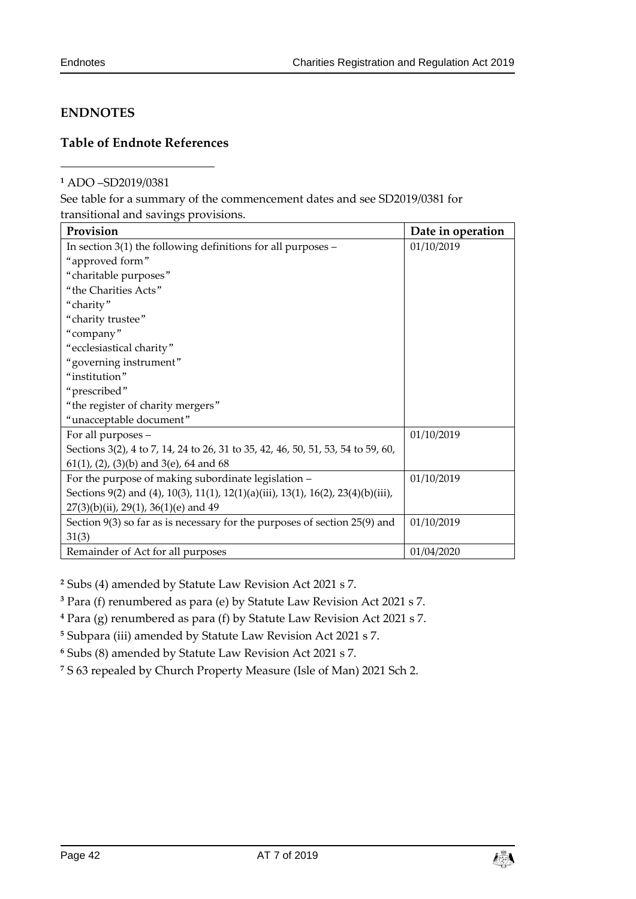## ENDNOTES

### Table of Endnote References

[1] ADO –SD2019/0381

See table for a summary of the commencement dates and see SD2019/0381 for transitional and savings provisions.

| Provision | Date in operation |
|---|---|
| In section 3(1) the following definitions for all purposes –<br>"approved form"<br>"charitable purposes"<br>"the Charities Acts"<br>"charity"<br>"charity trustee"<br>"company"<br>"ecclesiastical charity"<br>"governing instrument"<br>"institution"<br>"prescribed"<br>"the register of charity mergers"<br>"unacceptable document" | 01/10/2019 |
| For all purposes –<br>Sections 3(2), 4 to 7, 14, 24 to 26, 31 to 35, 42, 46, 50, 51, 53, 54 to 59, 60, 61(1), (2), (3)(b) and 3(e), 64 and 68 | 01/10/2019 |
| For the purpose of making subordinate legislation –<br>Sections 9(2) and (4), 10(3), 11(1), 12(1)(a)(iii), 13(1), 16(2), 23(4)(b)(iii), 27(3)(b)(ii), 29(1), 36(1)(e) and 49 | 01/10/2019 |
| Section 9(3) so far as is necessary for the purposes of section 25(9) and 31(3) | 01/10/2019 |
| Remainder of Act for all purposes | 01/04/2020 |

[2] Subs (4) amended by Statute Law Revision Act 2021 s 7.

[3] Para (f) renumbered as para (e) by Statute Law Revision Act 2021 s 7.

[4] Para (g) renumbered as para (f) by Statute Law Revision Act 2021 s 7.

[5] Subpara (iii) amended by Statute Law Revision Act 2021 s 7.

[6] Subs (8) amended by Statute Law Revision Act 2021 s 7.

[7] S 63 repealed by Church Property Measure (Isle of Man) 2021 Sch 2.